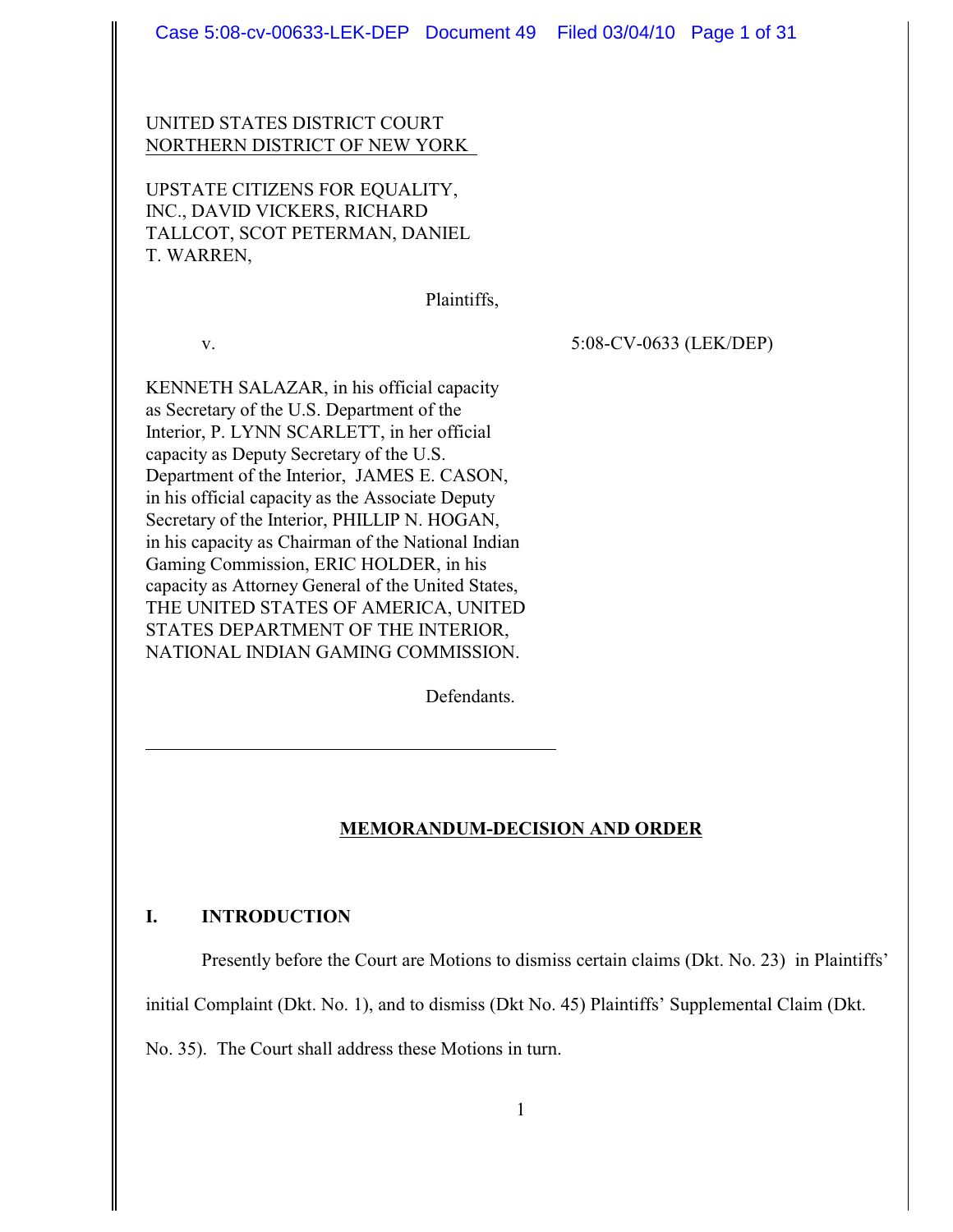UNITED STATES DISTRICT COURT
NORTHERN DISTRICT OF NEW YORK

UPSTATE CITIZENS FOR EQUALITY, INC., DAVID VICKERS, RICHARD TALLCOT, SCOT PETERMAN, DANIEL T. WARREN,

Plaintiffs,

v. 5:08-CV-0633 (LEK/DEP)

KENNETH SALAZAR, in his official capacity as Secretary of the U.S. Department of the Interior, P. LYNN SCARLETT, in her official capacity as Deputy Secretary of the U.S. Department of the Interior, JAMES E. CASON, in his official capacity as the Associate Deputy Secretary of the Interior, PHILLIP N. HOGAN, in his capacity as Chairman of the National Indian Gaming Commission, ERIC HOLDER, in his capacity as Attorney General of the United States, THE UNITED STATES OF AMERICA, UNITED STATES DEPARTMENT OF THE INTERIOR, NATIONAL INDIAN GAMING COMMISSION.

Defendants.

---

**MEMORANDUM-DECISION AND ORDER**

## I. INTRODUCTION

Presently before the Court are Motions to dismiss certain claims (Dkt. No. 23) in Plaintiffs' initial Complaint (Dkt. No. 1), and to dismiss (Dkt No. 45) Plaintiffs' Supplemental Claim (Dkt. No. 35). The Court shall address these Motions in turn.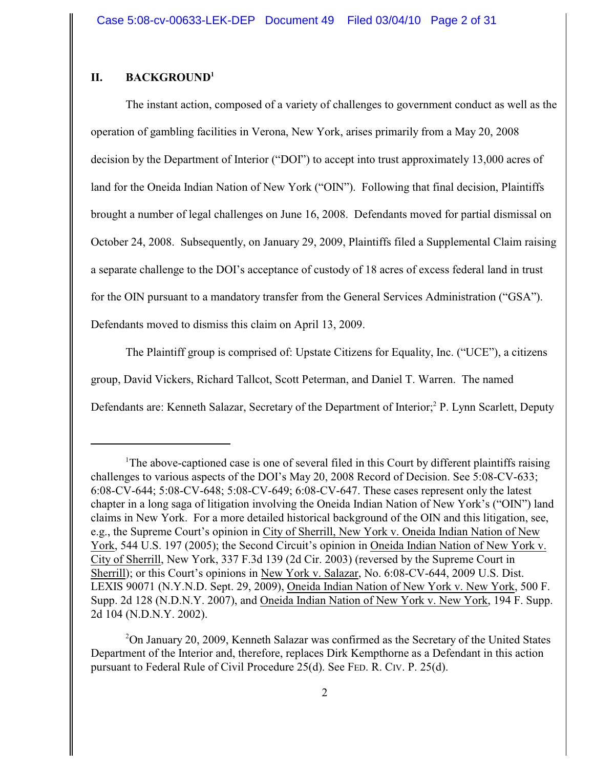## II. BACKGROUND[1]

The instant action, composed of a variety of challenges to government conduct as well as the operation of gambling facilities in Verona, New York, arises primarily from a May 20, 2008 decision by the Department of Interior ("DOI") to accept into trust approximately 13,000 acres of land for the Oneida Indian Nation of New York ("OIN"). Following that final decision, Plaintiffs brought a number of legal challenges on June 16, 2008. Defendants moved for partial dismissal on October 24, 2008. Subsequently, on January 29, 2009, Plaintiffs filed a Supplemental Claim raising a separate challenge to the DOI's acceptance of custody of 18 acres of excess federal land in trust for the OIN pursuant to a mandatory transfer from the General Services Administration ("GSA"). Defendants moved to dismiss this claim on April 13, 2009.

The Plaintiff group is comprised of: Upstate Citizens for Equality, Inc. ("UCE"), a citizens group, David Vickers, Richard Tallcot, Scott Peterman, and Daniel T. Warren. The named Defendants are: Kenneth Salazar, Secretary of the Department of Interior;[2] P. Lynn Scarlett, Deputy

---

[1] The above-captioned case is one of several filed in this Court by different plaintiffs raising challenges to various aspects of the DOI's May 20, 2008 Record of Decision. See 5:08-CV-633; 6:08-CV-644; 5:08-CV-648; 5:08-CV-649; 6:08-CV-647. These cases represent only the latest chapter in a long saga of litigation involving the Oneida Indian Nation of New York's ("OIN") land claims in New York. For a more detailed historical background of the OIN and this litigation, see, e.g., the Supreme Court's opinion in City of Sherrill, New York v. Oneida Indian Nation of New York, 544 U.S. 197 (2005); the Second Circuit's opinion in Oneida Indian Nation of New York v. City of Sherrill, New York, 337 F.3d 139 (2d Cir. 2003) (reversed by the Supreme Court in Sherrill); or this Court's opinions in New York v. Salazar, No. 6:08-CV-644, 2009 U.S. Dist. LEXIS 90071 (N.Y.N.D. Sept. 29, 2009), Oneida Indian Nation of New York v. New York, 500 F. Supp. 2d 128 (N.D.N.Y. 2007), and Oneida Indian Nation of New York v. New York, 194 F. Supp. 2d 104 (N.D.N.Y. 2002).

[2] On January 20, 2009, Kenneth Salazar was confirmed as the Secretary of the United States Department of the Interior and, therefore, replaces Dirk Kempthorne as a Defendant in this action pursuant to Federal Rule of Civil Procedure 25(d). See FED. R. CIV. P. 25(d).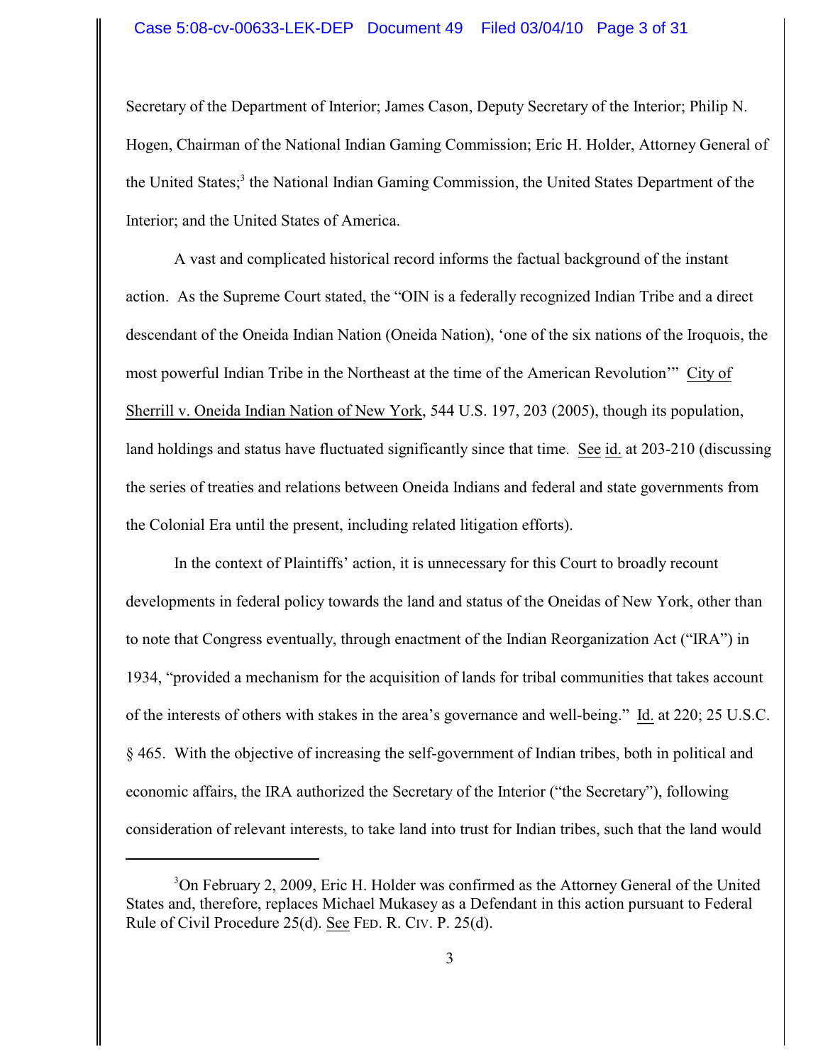Secretary of the Department of Interior; James Cason, Deputy Secretary of the Interior; Philip N. Hogen, Chairman of the National Indian Gaming Commission; Eric H. Holder, Attorney General of the United States;[3] the National Indian Gaming Commission, the United States Department of the Interior; and the United States of America.

A vast and complicated historical record informs the factual background of the instant action. As the Supreme Court stated, the "OIN is a federally recognized Indian Tribe and a direct descendant of the Oneida Indian Nation (Oneida Nation), 'one of the six nations of the Iroquois, the most powerful Indian Tribe in the Northeast at the time of the American Revolution'" City of Sherrill v. Oneida Indian Nation of New York, 544 U.S. 197, 203 (2005), though its population, land holdings and status have fluctuated significantly since that time. See id. at 203-210 (discussing the series of treaties and relations between Oneida Indians and federal and state governments from the Colonial Era until the present, including related litigation efforts).

In the context of Plaintiffs' action, it is unnecessary for this Court to broadly recount developments in federal policy towards the land and status of the Oneidas of New York, other than to note that Congress eventually, through enactment of the Indian Reorganization Act ("IRA") in 1934, "provided a mechanism for the acquisition of lands for tribal communities that takes account of the interests of others with stakes in the area's governance and well-being." Id. at 220; 25 U.S.C. § 465. With the objective of increasing the self-government of Indian tribes, both in political and economic affairs, the IRA authorized the Secretary of the Interior ("the Secretary"), following consideration of relevant interests, to take land into trust for Indian tribes, such that the land would

---

[3] On February 2, 2009, Eric H. Holder was confirmed as the Attorney General of the United States and, therefore, replaces Michael Mukasey as a Defendant in this action pursuant to Federal Rule of Civil Procedure 25(d). See FED. R. CIV. P. 25(d).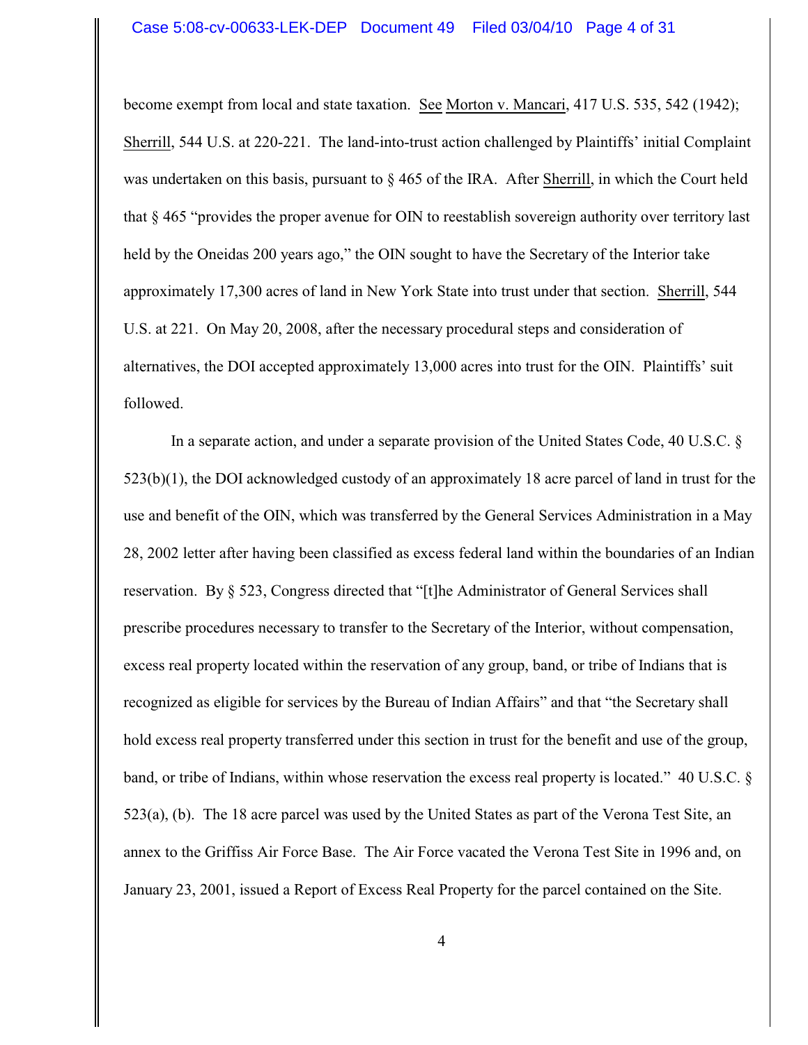become exempt from local and state taxation. See Morton v. Mancari, 417 U.S. 535, 542 (1942); Sherrill, 544 U.S. at 220-221. The land-into-trust action challenged by Plaintiffs' initial Complaint was undertaken on this basis, pursuant to § 465 of the IRA. After Sherrill, in which the Court held that § 465 "provides the proper avenue for OIN to reestablish sovereign authority over territory last held by the Oneidas 200 years ago," the OIN sought to have the Secretary of the Interior take approximately 17,300 acres of land in New York State into trust under that section. Sherrill, 544 U.S. at 221. On May 20, 2008, after the necessary procedural steps and consideration of alternatives, the DOI accepted approximately 13,000 acres into trust for the OIN. Plaintiffs' suit followed.

In a separate action, and under a separate provision of the United States Code, 40 U.S.C. § 523(b)(1), the DOI acknowledged custody of an approximately 18 acre parcel of land in trust for the use and benefit of the OIN, which was transferred by the General Services Administration in a May 28, 2002 letter after having been classified as excess federal land within the boundaries of an Indian reservation. By § 523, Congress directed that "[t]he Administrator of General Services shall prescribe procedures necessary to transfer to the Secretary of the Interior, without compensation, excess real property located within the reservation of any group, band, or tribe of Indians that is recognized as eligible for services by the Bureau of Indian Affairs" and that "the Secretary shall hold excess real property transferred under this section in trust for the benefit and use of the group, band, or tribe of Indians, within whose reservation the excess real property is located." 40 U.S.C. § 523(a), (b). The 18 acre parcel was used by the United States as part of the Verona Test Site, an annex to the Griffiss Air Force Base. The Air Force vacated the Verona Test Site in 1996 and, on January 23, 2001, issued a Report of Excess Real Property for the parcel contained on the Site.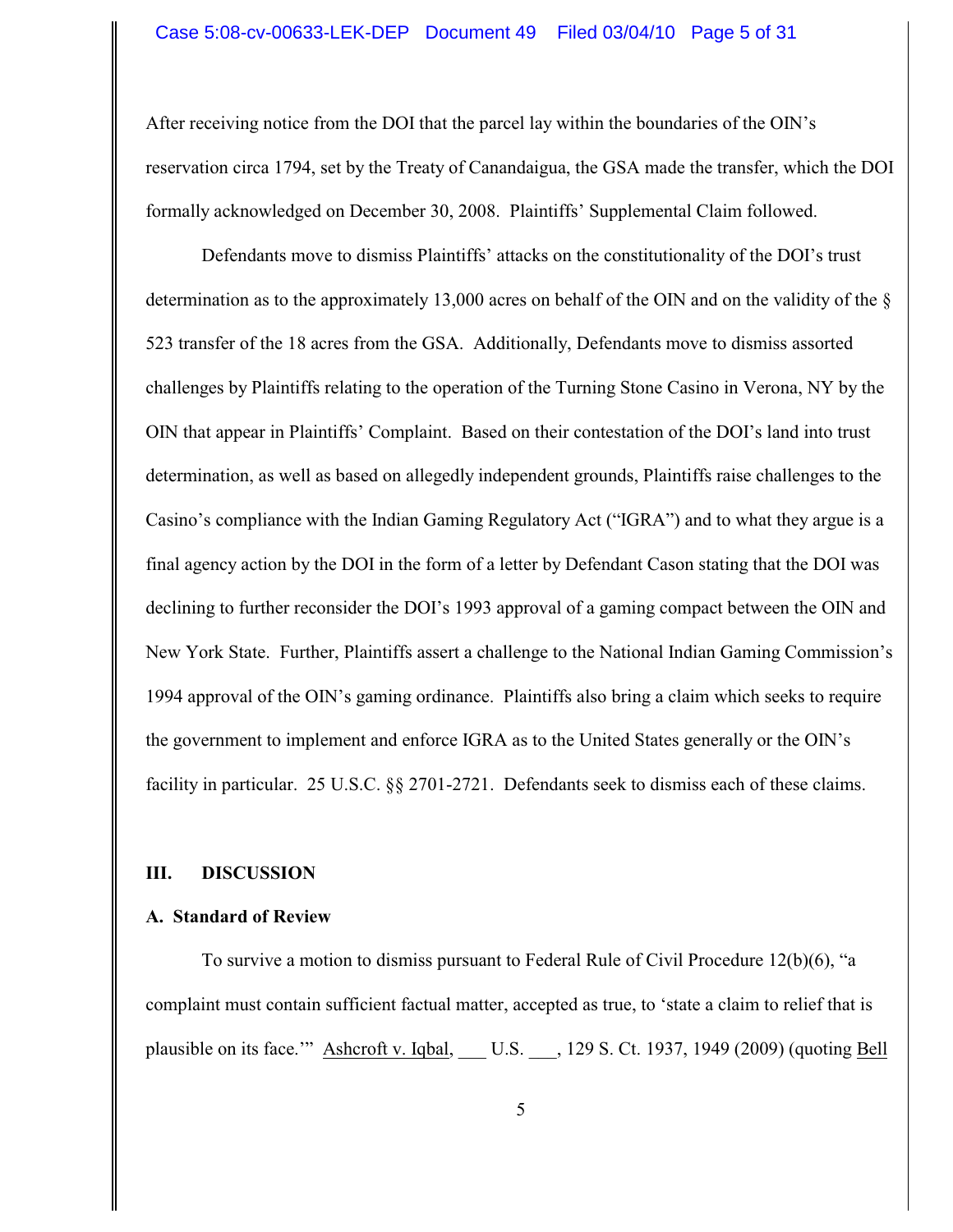After receiving notice from the DOI that the parcel lay within the boundaries of the OIN's reservation circa 1794, set by the Treaty of Canandaigua, the GSA made the transfer, which the DOI formally acknowledged on December 30, 2008. Plaintiffs' Supplemental Claim followed.

Defendants move to dismiss Plaintiffs' attacks on the constitutionality of the DOI's trust determination as to the approximately 13,000 acres on behalf of the OIN and on the validity of the § 523 transfer of the 18 acres from the GSA. Additionally, Defendants move to dismiss assorted challenges by Plaintiffs relating to the operation of the Turning Stone Casino in Verona, NY by the OIN that appear in Plaintiffs' Complaint. Based on their contestation of the DOI's land into trust determination, as well as based on allegedly independent grounds, Plaintiffs raise challenges to the Casino's compliance with the Indian Gaming Regulatory Act ("IGRA") and to what they argue is a final agency action by the DOI in the form of a letter by Defendant Cason stating that the DOI was declining to further reconsider the DOI's 1993 approval of a gaming compact between the OIN and New York State. Further, Plaintiffs assert a challenge to the National Indian Gaming Commission's 1994 approval of the OIN's gaming ordinance. Plaintiffs also bring a claim which seeks to require the government to implement and enforce IGRA as to the United States generally or the OIN's facility in particular. 25 U.S.C. §§ 2701-2721. Defendants seek to dismiss each of these claims.

## III. DISCUSSION

### A. Standard of Review

To survive a motion to dismiss pursuant to Federal Rule of Civil Procedure 12(b)(6), "a complaint must contain sufficient factual matter, accepted as true, to 'state a claim to relief that is plausible on its face.'" Ashcroft v. Iqbal, ___ U.S. ___, 129 S. Ct. 1937, 1949 (2009) (quoting Bell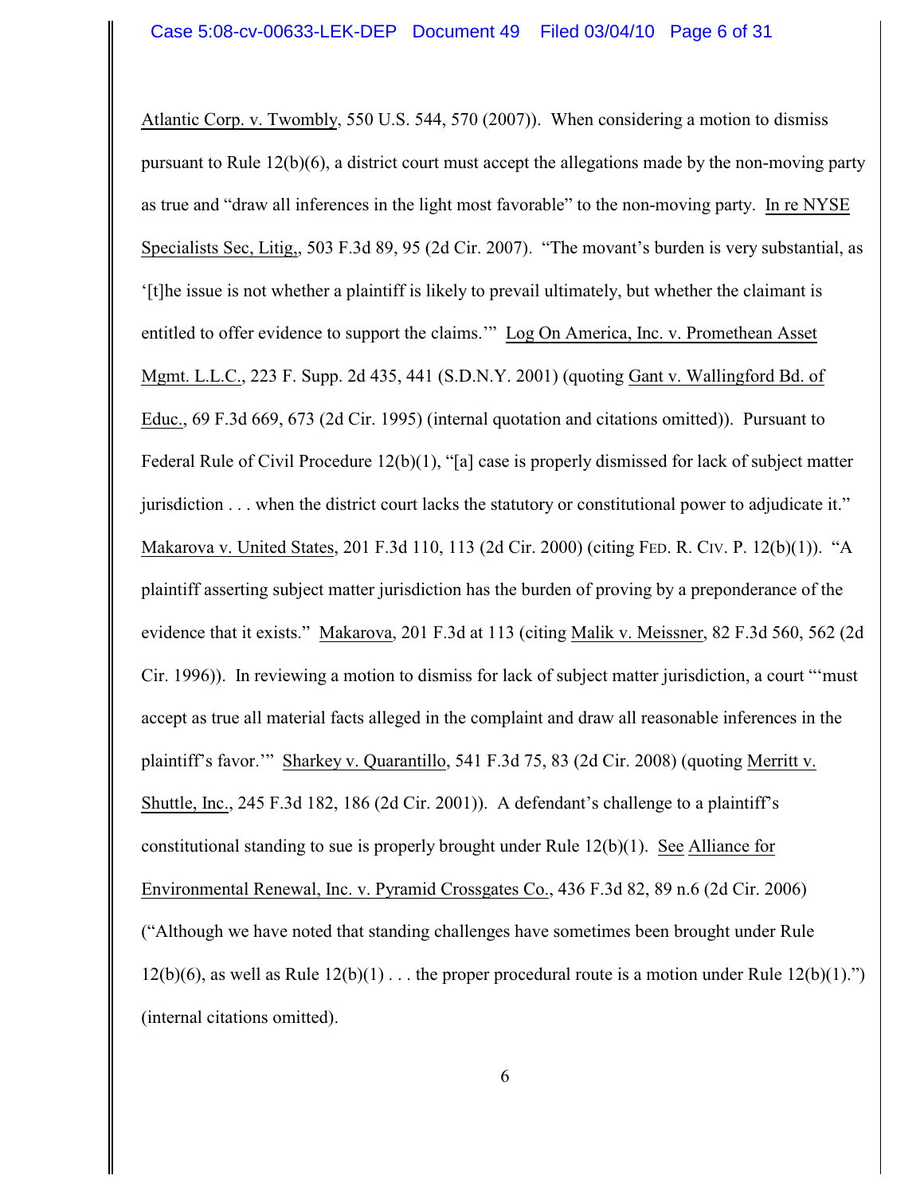Atlantic Corp. v. Twombly, 550 U.S. 544, 570 (2007)). When considering a motion to dismiss pursuant to Rule 12(b)(6), a district court must accept the allegations made by the non-moving party as true and "draw all inferences in the light most favorable" to the non-moving party. In re NYSE Specialists Sec, Litig,, 503 F.3d 89, 95 (2d Cir. 2007). "The movant's burden is very substantial, as '[t]he issue is not whether a plaintiff is likely to prevail ultimately, but whether the claimant is entitled to offer evidence to support the claims.'" Log On America, Inc. v. Promethean Asset Mgmt. L.L.C., 223 F. Supp. 2d 435, 441 (S.D.N.Y. 2001) (quoting Gant v. Wallingford Bd. of Educ., 69 F.3d 669, 673 (2d Cir. 1995) (internal quotation and citations omitted)). Pursuant to Federal Rule of Civil Procedure 12(b)(1), "[a] case is properly dismissed for lack of subject matter jurisdiction . . . when the district court lacks the statutory or constitutional power to adjudicate it." Makarova v. United States, 201 F.3d 110, 113 (2d Cir. 2000) (citing FED. R. CIV. P. 12(b)(1)). "A plaintiff asserting subject matter jurisdiction has the burden of proving by a preponderance of the evidence that it exists." Makarova, 201 F.3d at 113 (citing Malik v. Meissner, 82 F.3d 560, 562 (2d Cir. 1996)). In reviewing a motion to dismiss for lack of subject matter jurisdiction, a court "'must accept as true all material facts alleged in the complaint and draw all reasonable inferences in the plaintiff's favor.'" Sharkey v. Quarantillo, 541 F.3d 75, 83 (2d Cir. 2008) (quoting Merritt v. Shuttle, Inc., 245 F.3d 182, 186 (2d Cir. 2001)). A defendant's challenge to a plaintiff's constitutional standing to sue is properly brought under Rule 12(b)(1). See Alliance for Environmental Renewal, Inc. v. Pyramid Crossgates Co., 436 F.3d 82, 89 n.6 (2d Cir. 2006) ("Although we have noted that standing challenges have sometimes been brought under Rule 12(b)(6), as well as Rule 12(b)(1) . . . the proper procedural route is a motion under Rule 12(b)(1).") (internal citations omitted).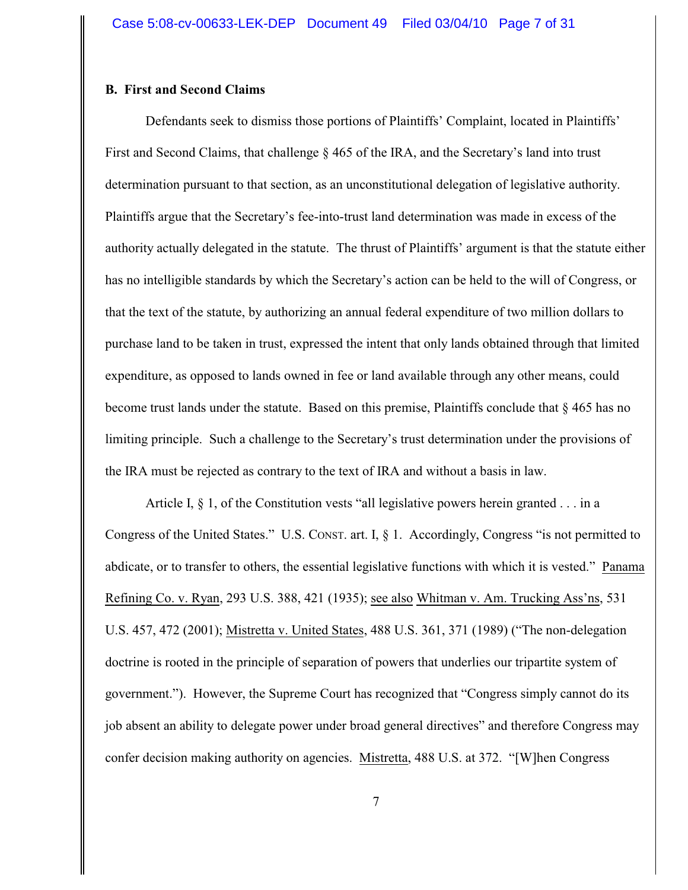### B. First and Second Claims

Defendants seek to dismiss those portions of Plaintiffs' Complaint, located in Plaintiffs' First and Second Claims, that challenge § 465 of the IRA, and the Secretary's land into trust determination pursuant to that section, as an unconstitutional delegation of legislative authority. Plaintiffs argue that the Secretary's fee-into-trust land determination was made in excess of the authority actually delegated in the statute. The thrust of Plaintiffs' argument is that the statute either has no intelligible standards by which the Secretary's action can be held to the will of Congress, or that the text of the statute, by authorizing an annual federal expenditure of two million dollars to purchase land to be taken in trust, expressed the intent that only lands obtained through that limited expenditure, as opposed to lands owned in fee or land available through any other means, could become trust lands under the statute. Based on this premise, Plaintiffs conclude that § 465 has no limiting principle. Such a challenge to the Secretary's trust determination under the provisions of the IRA must be rejected as contrary to the text of IRA and without a basis in law.

Article I, § 1, of the Constitution vests "all legislative powers herein granted . . . in a Congress of the United States." U.S. CONST. art. I, § 1. Accordingly, Congress "is not permitted to abdicate, or to transfer to others, the essential legislative functions with which it is vested." Panama Refining Co. v. Ryan, 293 U.S. 388, 421 (1935); see also Whitman v. Am. Trucking Ass'ns, 531 U.S. 457, 472 (2001); Mistretta v. United States, 488 U.S. 361, 371 (1989) ("The non-delegation doctrine is rooted in the principle of separation of powers that underlies our tripartite system of government."). However, the Supreme Court has recognized that "Congress simply cannot do its job absent an ability to delegate power under broad general directives" and therefore Congress may confer decision making authority on agencies. Mistretta, 488 U.S. at 372. "[W]hen Congress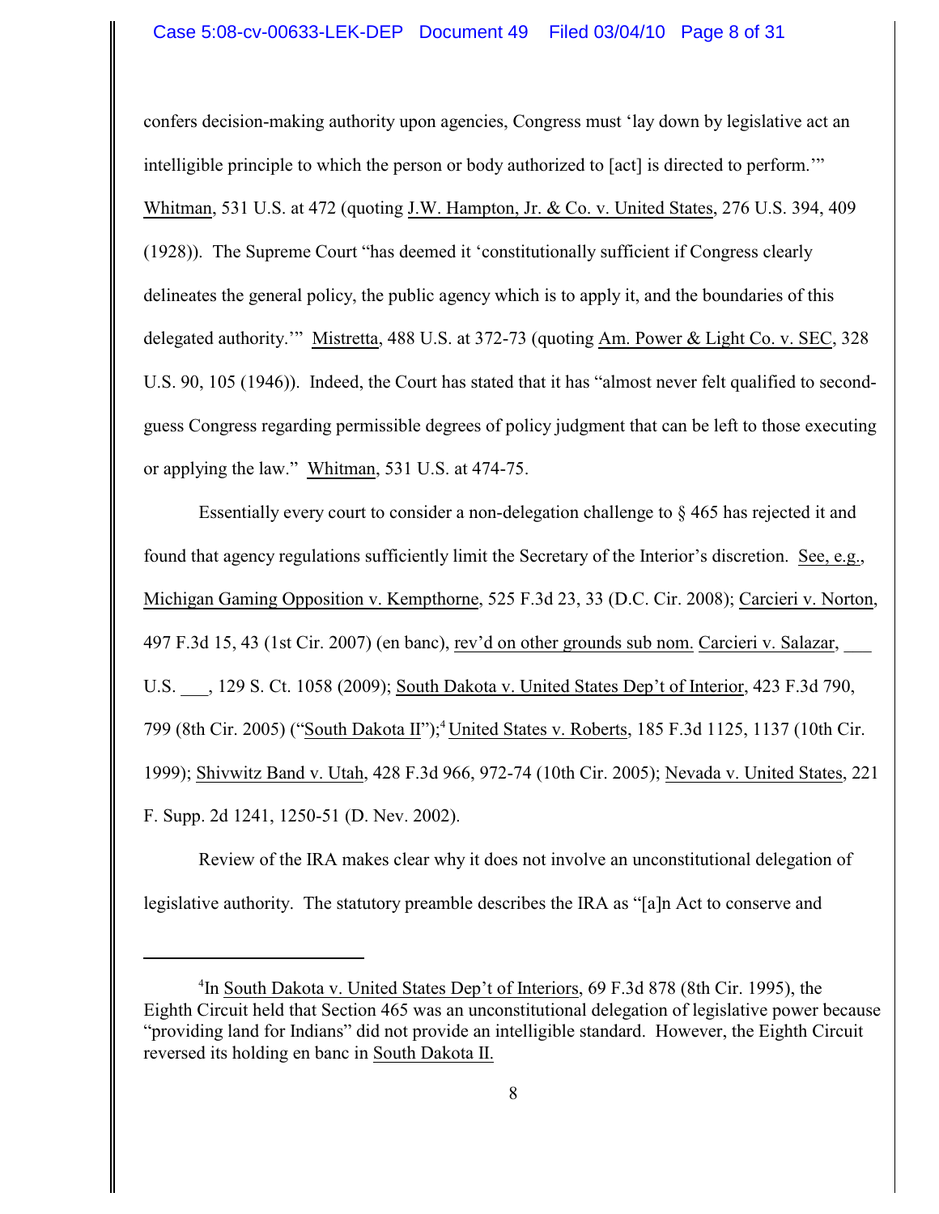confers decision-making authority upon agencies, Congress must 'lay down by legislative act an intelligible principle to which the person or body authorized to [act] is directed to perform.'" Whitman, 531 U.S. at 472 (quoting J.W. Hampton, Jr. & Co. v. United States, 276 U.S. 394, 409 (1928)). The Supreme Court "has deemed it 'constitutionally sufficient if Congress clearly delineates the general policy, the public agency which is to apply it, and the boundaries of this delegated authority.'" Mistretta, 488 U.S. at 372-73 (quoting Am. Power & Light Co. v. SEC, 328 U.S. 90, 105 (1946)). Indeed, the Court has stated that it has "almost never felt qualified to second-guess Congress regarding permissible degrees of policy judgment that can be left to those executing or applying the law." Whitman, 531 U.S. at 474-75.

Essentially every court to consider a non-delegation challenge to § 465 has rejected it and found that agency regulations sufficiently limit the Secretary of the Interior's discretion. See, e.g., Michigan Gaming Opposition v. Kempthorne, 525 F.3d 23, 33 (D.C. Cir. 2008); Carcieri v. Norton, 497 F.3d 15, 43 (1st Cir. 2007) (en banc), rev'd on other grounds sub nom. Carcieri v. Salazar, ___ U.S. ___, 129 S. Ct. 1058 (2009); South Dakota v. United States Dep't of Interior, 423 F.3d 790, 799 (8th Cir. 2005) ("South Dakota II");[4] United States v. Roberts, 185 F.3d 1125, 1137 (10th Cir. 1999); Shivwitz Band v. Utah, 428 F.3d 966, 972-74 (10th Cir. 2005); Nevada v. United States, 221 F. Supp. 2d 1241, 1250-51 (D. Nev. 2002).

Review of the IRA makes clear why it does not involve an unconstitutional delegation of legislative authority. The statutory preamble describes the IRA as "[a]n Act to conserve and

---

[4] In South Dakota v. United States Dep't of Interiors, 69 F.3d 878 (8th Cir. 1995), the Eighth Circuit held that Section 465 was an unconstitutional delegation of legislative power because "providing land for Indians" did not provide an intelligible standard. However, the Eighth Circuit reversed its holding en banc in South Dakota II.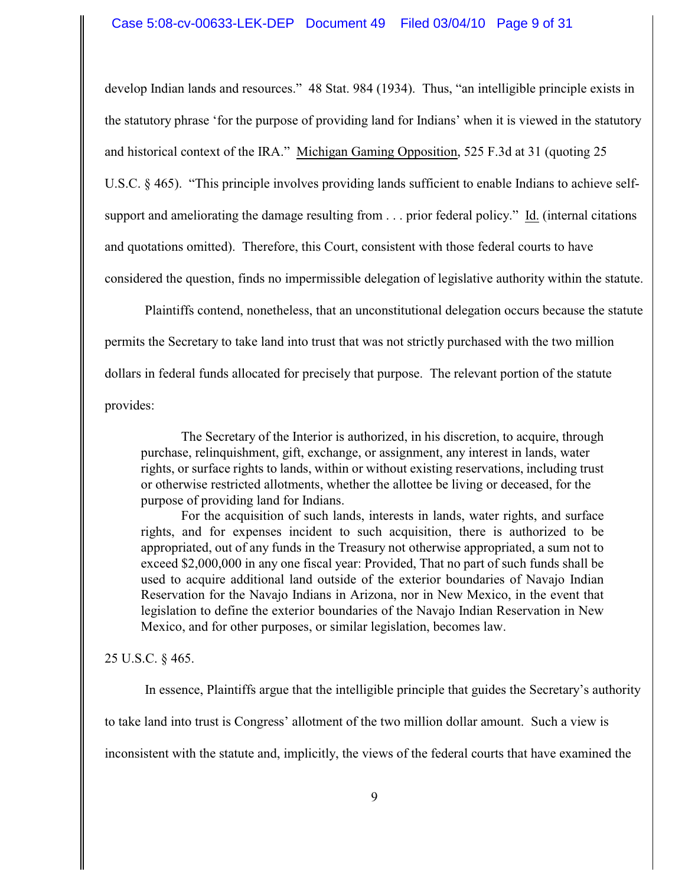develop Indian lands and resources." 48 Stat. 984 (1934). Thus, "an intelligible principle exists in the statutory phrase 'for the purpose of providing land for Indians' when it is viewed in the statutory and historical context of the IRA." Michigan Gaming Opposition, 525 F.3d at 31 (quoting 25 U.S.C. § 465). "This principle involves providing lands sufficient to enable Indians to achieve self-support and ameliorating the damage resulting from . . . prior federal policy." Id. (internal citations and quotations omitted). Therefore, this Court, consistent with those federal courts to have considered the question, finds no impermissible delegation of legislative authority within the statute.

Plaintiffs contend, nonetheless, that an unconstitutional delegation occurs because the statute permits the Secretary to take land into trust that was not strictly purchased with the two million dollars in federal funds allocated for precisely that purpose. The relevant portion of the statute provides:

> The Secretary of the Interior is authorized, in his discretion, to acquire, through purchase, relinquishment, gift, exchange, or assignment, any interest in lands, water rights, or surface rights to lands, within or without existing reservations, including trust or otherwise restricted allotments, whether the allottee be living or deceased, for the purpose of providing land for Indians.
>
> For the acquisition of such lands, interests in lands, water rights, and surface rights, and for expenses incident to such acquisition, there is authorized to be appropriated, out of any funds in the Treasury not otherwise appropriated, a sum not to exceed $2,000,000 in any one fiscal year: Provided, That no part of such funds shall be used to acquire additional land outside of the exterior boundaries of Navajo Indian Reservation for the Navajo Indians in Arizona, nor in New Mexico, in the event that legislation to define the exterior boundaries of the Navajo Indian Reservation in New Mexico, and for other purposes, or similar legislation, becomes law.

25 U.S.C. § 465.

In essence, Plaintiffs argue that the intelligible principle that guides the Secretary's authority to take land into trust is Congress' allotment of the two million dollar amount. Such a view is inconsistent with the statute and, implicitly, the views of the federal courts that have examined the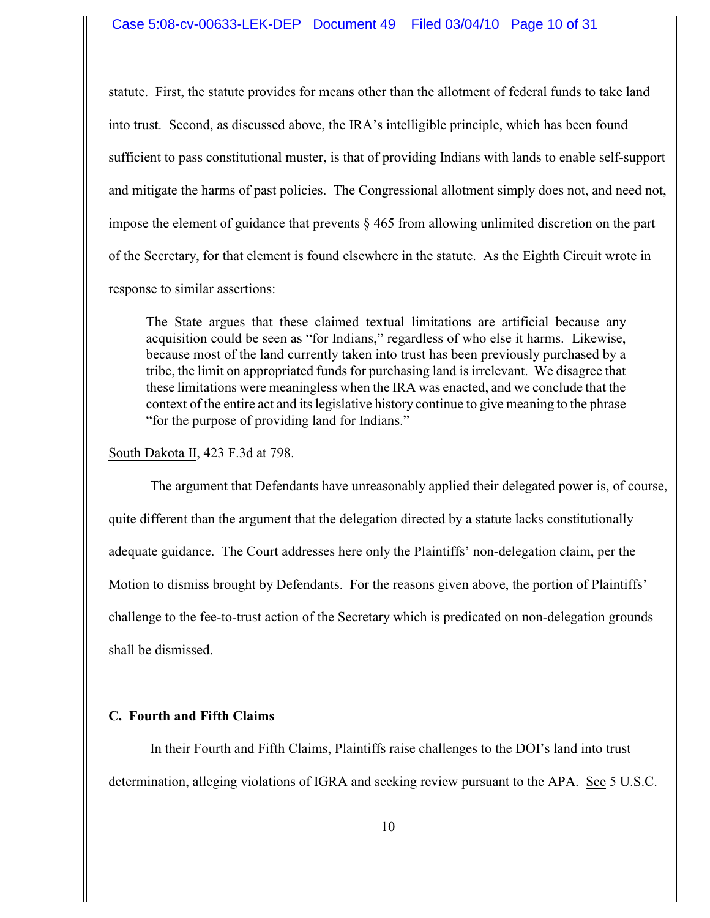statute. First, the statute provides for means other than the allotment of federal funds to take land into trust. Second, as discussed above, the IRA's intelligible principle, which has been found sufficient to pass constitutional muster, is that of providing Indians with lands to enable self-support and mitigate the harms of past policies. The Congressional allotment simply does not, and need not, impose the element of guidance that prevents § 465 from allowing unlimited discretion on the part of the Secretary, for that element is found elsewhere in the statute. As the Eighth Circuit wrote in response to similar assertions:

> The State argues that these claimed textual limitations are artificial because any acquisition could be seen as "for Indians," regardless of who else it harms. Likewise, because most of the land currently taken into trust has been previously purchased by a tribe, the limit on appropriated funds for purchasing land is irrelevant. We disagree that these limitations were meaningless when the IRA was enacted, and we conclude that the context of the entire act and its legislative history continue to give meaning to the phrase "for the purpose of providing land for Indians."

South Dakota II, 423 F.3d at 798.

The argument that Defendants have unreasonably applied their delegated power is, of course, quite different than the argument that the delegation directed by a statute lacks constitutionally adequate guidance. The Court addresses here only the Plaintiffs' non-delegation claim, per the Motion to dismiss brought by Defendants. For the reasons given above, the portion of Plaintiffs' challenge to the fee-to-trust action of the Secretary which is predicated on non-delegation grounds shall be dismissed.

### C. Fourth and Fifth Claims

In their Fourth and Fifth Claims, Plaintiffs raise challenges to the DOI's land into trust determination, alleging violations of IGRA and seeking review pursuant to the APA. See 5 U.S.C.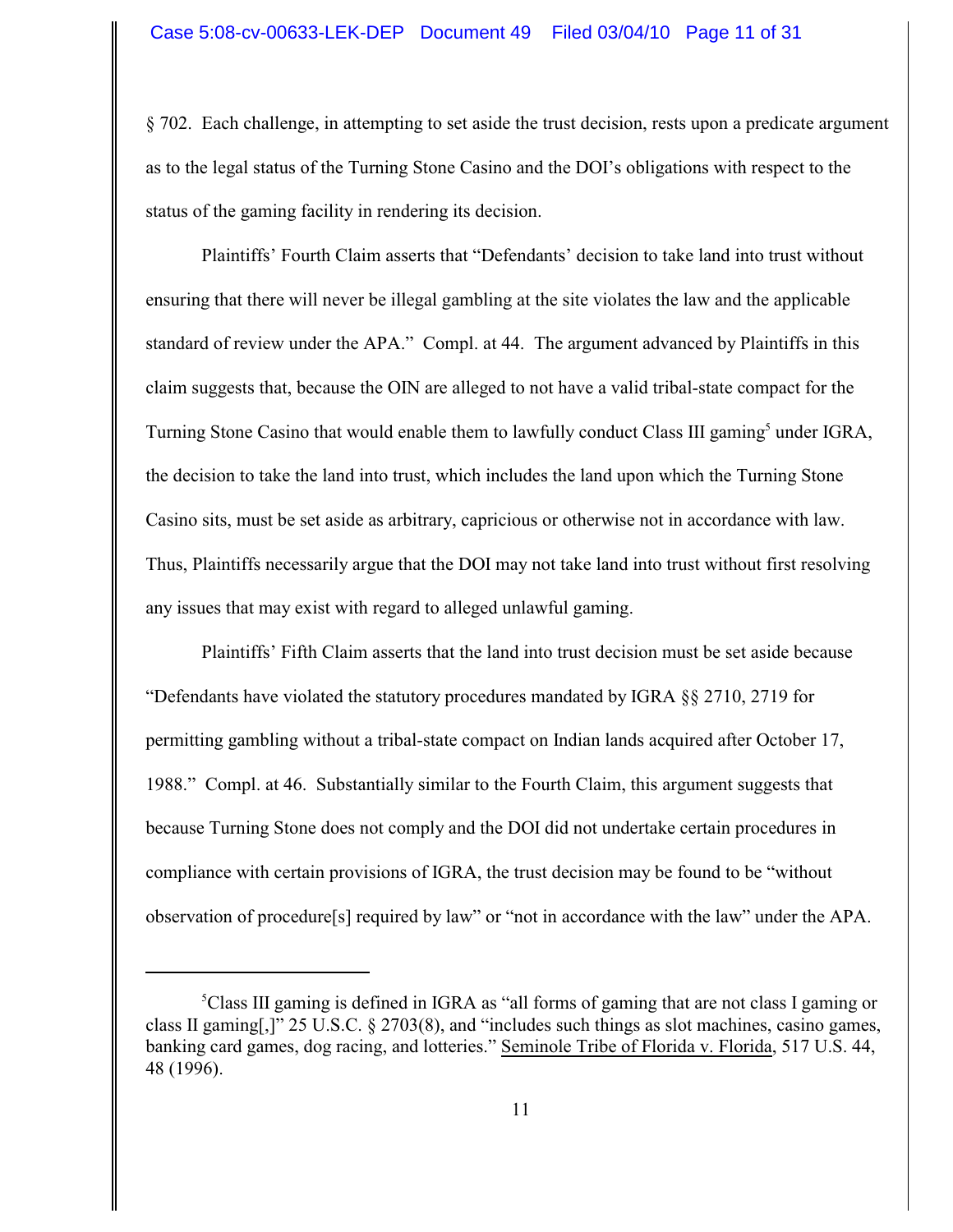§ 702. Each challenge, in attempting to set aside the trust decision, rests upon a predicate argument as to the legal status of the Turning Stone Casino and the DOI's obligations with respect to the status of the gaming facility in rendering its decision.

Plaintiffs' Fourth Claim asserts that "Defendants' decision to take land into trust without ensuring that there will never be illegal gambling at the site violates the law and the applicable standard of review under the APA." Compl. at 44. The argument advanced by Plaintiffs in this claim suggests that, because the OIN are alleged to not have a valid tribal-state compact for the Turning Stone Casino that would enable them to lawfully conduct Class III gaming[5] under IGRA, the decision to take the land into trust, which includes the land upon which the Turning Stone Casino sits, must be set aside as arbitrary, capricious or otherwise not in accordance with law. Thus, Plaintiffs necessarily argue that the DOI may not take land into trust without first resolving any issues that may exist with regard to alleged unlawful gaming.

Plaintiffs' Fifth Claim asserts that the land into trust decision must be set aside because "Defendants have violated the statutory procedures mandated by IGRA §§ 2710, 2719 for permitting gambling without a tribal-state compact on Indian lands acquired after October 17, 1988." Compl. at 46. Substantially similar to the Fourth Claim, this argument suggests that because Turning Stone does not comply and the DOI did not undertake certain procedures in compliance with certain provisions of IGRA, the trust decision may be found to be "without observation of procedure[s] required by law" or "not in accordance with the law" under the APA.

---

[5]Class III gaming is defined in IGRA as "all forms of gaming that are not class I gaming or class II gaming[,]" 25 U.S.C. § 2703(8), and "includes such things as slot machines, casino games, banking card games, dog racing, and lotteries." Seminole Tribe of Florida v. Florida, 517 U.S. 44, 48 (1996).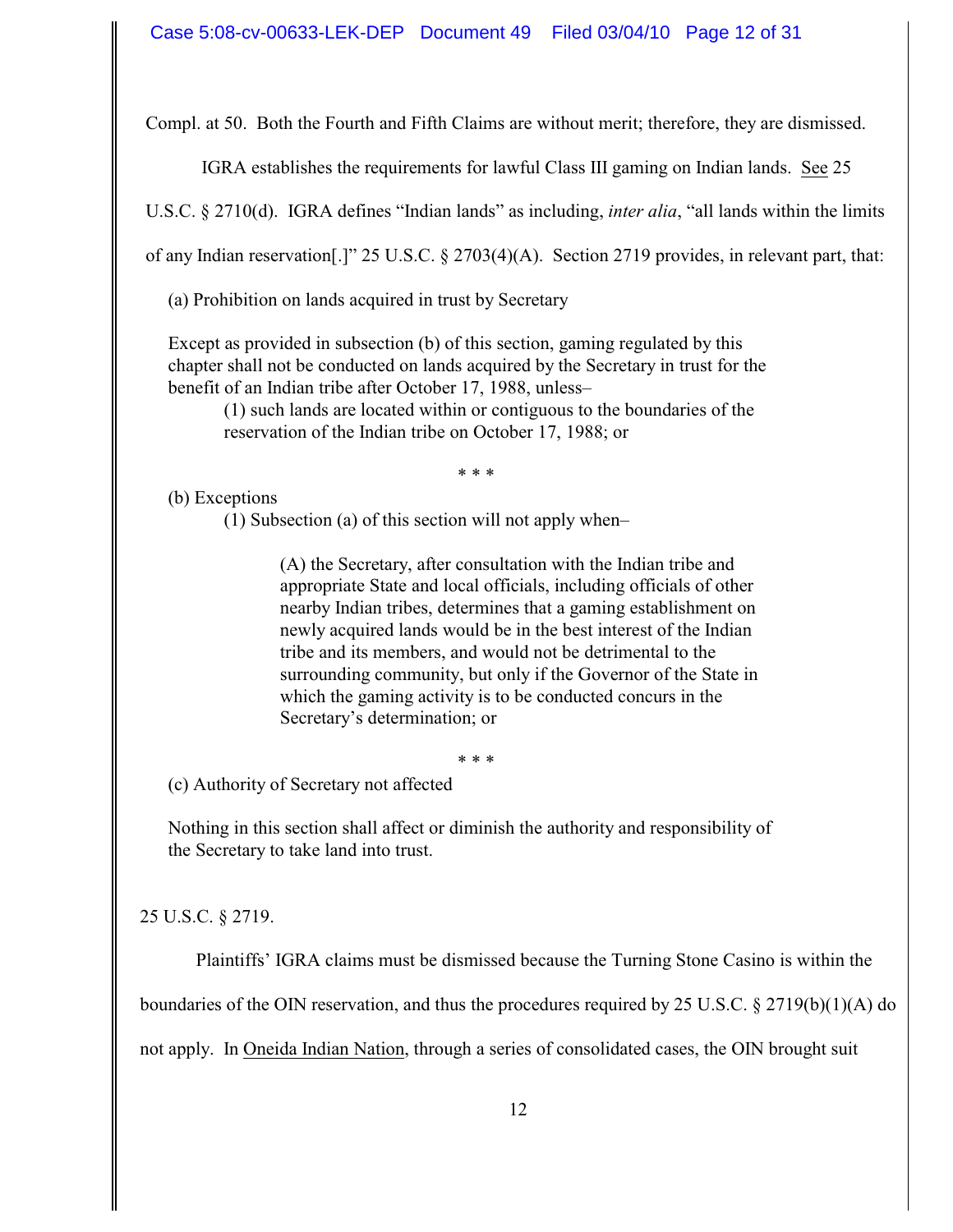Compl. at 50. Both the Fourth and Fifth Claims are without merit; therefore, they are dismissed.

IGRA establishes the requirements for lawful Class III gaming on Indian lands. See 25 U.S.C. § 2710(d). IGRA defines "Indian lands" as including, *inter alia*, "all lands within the limits of any Indian reservation[.]" 25 U.S.C. § 2703(4)(A). Section 2719 provides, in relevant part, that:

> (a) Prohibition on lands acquired in trust by Secretary
>
> Except as provided in subsection (b) of this section, gaming regulated by this chapter shall not be conducted on lands acquired by the Secretary in trust for the benefit of an Indian tribe after October 17, 1988, unless–
>
> (1) such lands are located within or contiguous to the boundaries of the reservation of the Indian tribe on October 17, 1988; or
>
> * * *
>
> (b) Exceptions
>
> (1) Subsection (a) of this section will not apply when–
>
> (A) the Secretary, after consultation with the Indian tribe and appropriate State and local officials, including officials of other nearby Indian tribes, determines that a gaming establishment on newly acquired lands would be in the best interest of the Indian tribe and its members, and would not be detrimental to the surrounding community, but only if the Governor of the State in which the gaming activity is to be conducted concurs in the Secretary's determination; or
>
> * * *
>
> (c) Authority of Secretary not affected
>
> Nothing in this section shall affect or diminish the authority and responsibility of the Secretary to take land into trust.

25 U.S.C. § 2719.

Plaintiffs' IGRA claims must be dismissed because the Turning Stone Casino is within the boundaries of the OIN reservation, and thus the procedures required by 25 U.S.C. § 2719(b)(1)(A) do not apply. In Oneida Indian Nation, through a series of consolidated cases, the OIN brought suit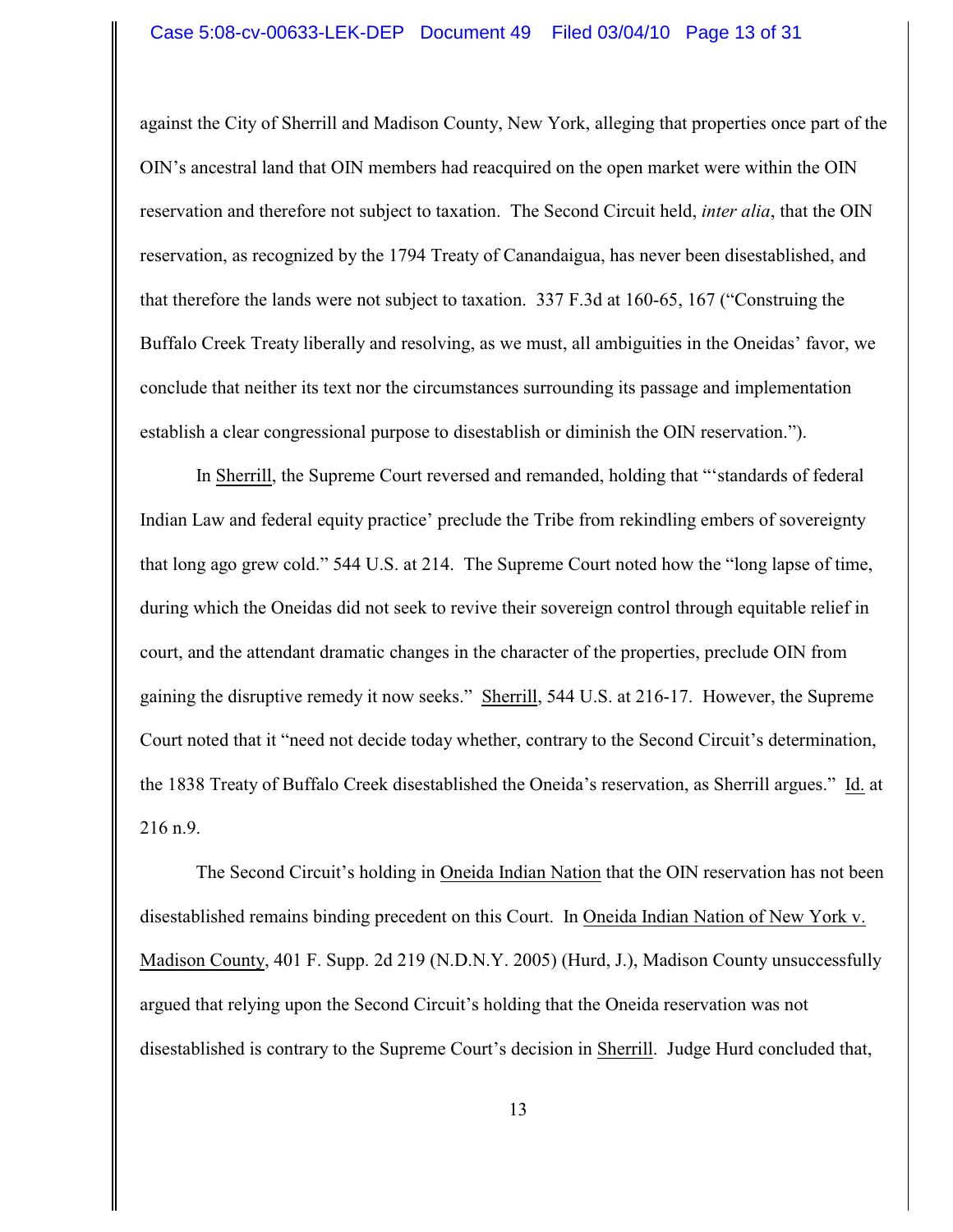against the City of Sherrill and Madison County, New York, alleging that properties once part of the OIN's ancestral land that OIN members had reacquired on the open market were within the OIN reservation and therefore not subject to taxation. The Second Circuit held, *inter alia*, that the OIN reservation, as recognized by the 1794 Treaty of Canandaigua, has never been disestablished, and that therefore the lands were not subject to taxation. 337 F.3d at 160-65, 167 ("Construing the Buffalo Creek Treaty liberally and resolving, as we must, all ambiguities in the Oneidas' favor, we conclude that neither its text nor the circumstances surrounding its passage and implementation establish a clear congressional purpose to disestablish or diminish the OIN reservation.").

In Sherrill, the Supreme Court reversed and remanded, holding that "'standards of federal Indian Law and federal equity practice' preclude the Tribe from rekindling embers of sovereignty that long ago grew cold." 544 U.S. at 214. The Supreme Court noted how the "long lapse of time, during which the Oneidas did not seek to revive their sovereign control through equitable relief in court, and the attendant dramatic changes in the character of the properties, preclude OIN from gaining the disruptive remedy it now seeks." Sherrill, 544 U.S. at 216-17. However, the Supreme Court noted that it "need not decide today whether, contrary to the Second Circuit's determination, the 1838 Treaty of Buffalo Creek disestablished the Oneida's reservation, as Sherrill argues." Id. at 216 n.9.

The Second Circuit's holding in Oneida Indian Nation that the OIN reservation has not been disestablished remains binding precedent on this Court. In Oneida Indian Nation of New York v. Madison County, 401 F. Supp. 2d 219 (N.D.N.Y. 2005) (Hurd, J.), Madison County unsuccessfully argued that relying upon the Second Circuit's holding that the Oneida reservation was not disestablished is contrary to the Supreme Court's decision in Sherrill. Judge Hurd concluded that,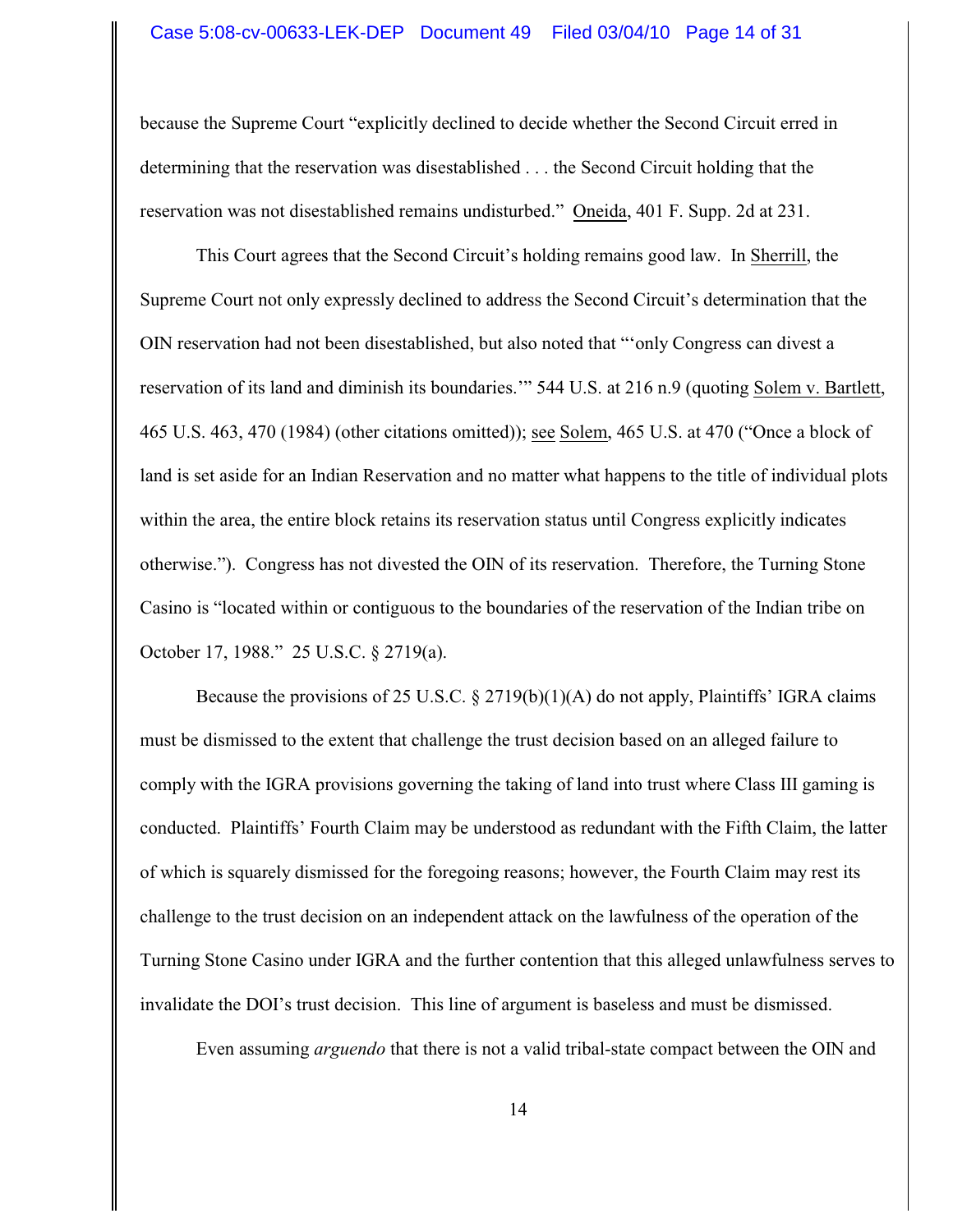because the Supreme Court "explicitly declined to decide whether the Second Circuit erred in determining that the reservation was disestablished . . . the Second Circuit holding that the reservation was not disestablished remains undisturbed." Oneida, 401 F. Supp. 2d at 231.

This Court agrees that the Second Circuit's holding remains good law. In Sherrill, the Supreme Court not only expressly declined to address the Second Circuit's determination that the OIN reservation had not been disestablished, but also noted that "'only Congress can divest a reservation of its land and diminish its boundaries.'" 544 U.S. at 216 n.9 (quoting Solem v. Bartlett, 465 U.S. 463, 470 (1984) (other citations omitted)); see Solem, 465 U.S. at 470 ("Once a block of land is set aside for an Indian Reservation and no matter what happens to the title of individual plots within the area, the entire block retains its reservation status until Congress explicitly indicates otherwise."). Congress has not divested the OIN of its reservation. Therefore, the Turning Stone Casino is "located within or contiguous to the boundaries of the reservation of the Indian tribe on October 17, 1988." 25 U.S.C. § 2719(a).

Because the provisions of 25 U.S.C. § 2719(b)(1)(A) do not apply, Plaintiffs' IGRA claims must be dismissed to the extent that challenge the trust decision based on an alleged failure to comply with the IGRA provisions governing the taking of land into trust where Class III gaming is conducted. Plaintiffs' Fourth Claim may be understood as redundant with the Fifth Claim, the latter of which is squarely dismissed for the foregoing reasons; however, the Fourth Claim may rest its challenge to the trust decision on an independent attack on the lawfulness of the operation of the Turning Stone Casino under IGRA and the further contention that this alleged unlawfulness serves to invalidate the DOI's trust decision. This line of argument is baseless and must be dismissed.

Even assuming *arguendo* that there is not a valid tribal-state compact between the OIN and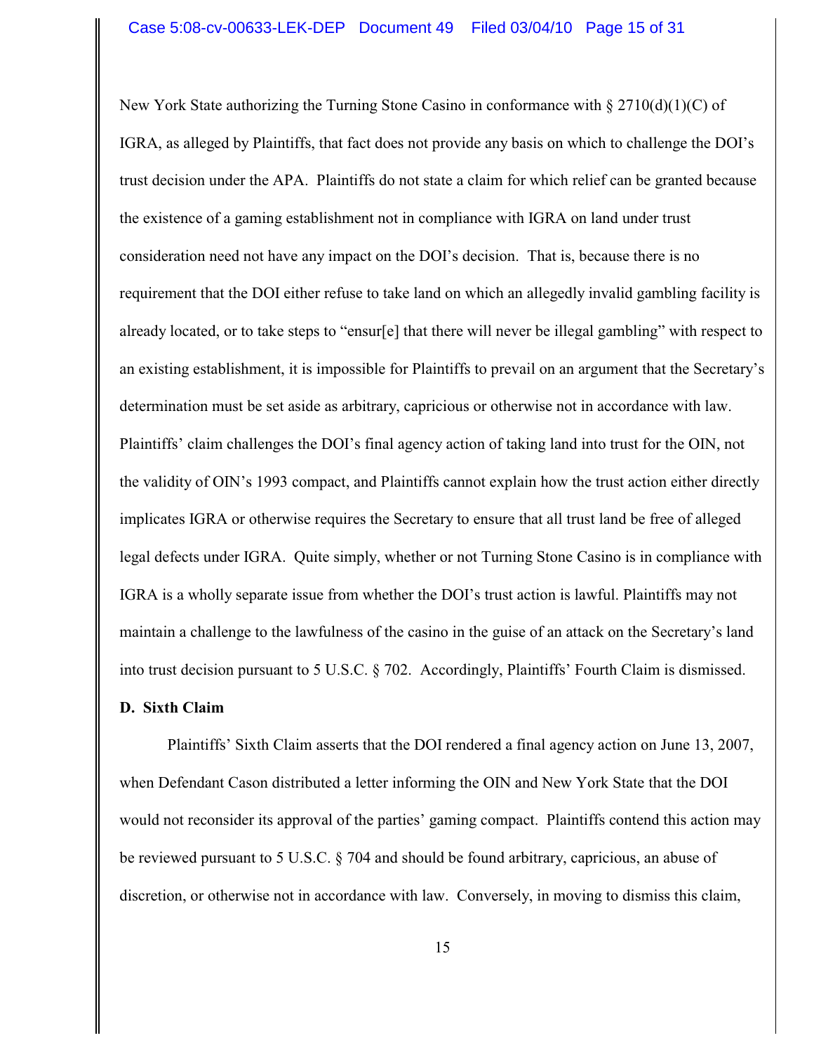New York State authorizing the Turning Stone Casino in conformance with § 2710(d)(1)(C) of IGRA, as alleged by Plaintiffs, that fact does not provide any basis on which to challenge the DOI's trust decision under the APA. Plaintiffs do not state a claim for which relief can be granted because the existence of a gaming establishment not in compliance with IGRA on land under trust consideration need not have any impact on the DOI's decision. That is, because there is no requirement that the DOI either refuse to take land on which an allegedly invalid gambling facility is already located, or to take steps to "ensur[e] that there will never be illegal gambling" with respect to an existing establishment, it is impossible for Plaintiffs to prevail on an argument that the Secretary's determination must be set aside as arbitrary, capricious or otherwise not in accordance with law. Plaintiffs' claim challenges the DOI's final agency action of taking land into trust for the OIN, not the validity of OIN's 1993 compact, and Plaintiffs cannot explain how the trust action either directly implicates IGRA or otherwise requires the Secretary to ensure that all trust land be free of alleged legal defects under IGRA. Quite simply, whether or not Turning Stone Casino is in compliance with IGRA is a wholly separate issue from whether the DOI's trust action is lawful. Plaintiffs may not maintain a challenge to the lawfulness of the casino in the guise of an attack on the Secretary's land into trust decision pursuant to 5 U.S.C. § 702. Accordingly, Plaintiffs' Fourth Claim is dismissed.

**D. Sixth Claim**

Plaintiffs' Sixth Claim asserts that the DOI rendered a final agency action on June 13, 2007, when Defendant Cason distributed a letter informing the OIN and New York State that the DOI would not reconsider its approval of the parties' gaming compact. Plaintiffs contend this action may be reviewed pursuant to 5 U.S.C. § 704 and should be found arbitrary, capricious, an abuse of discretion, or otherwise not in accordance with law. Conversely, in moving to dismiss this claim,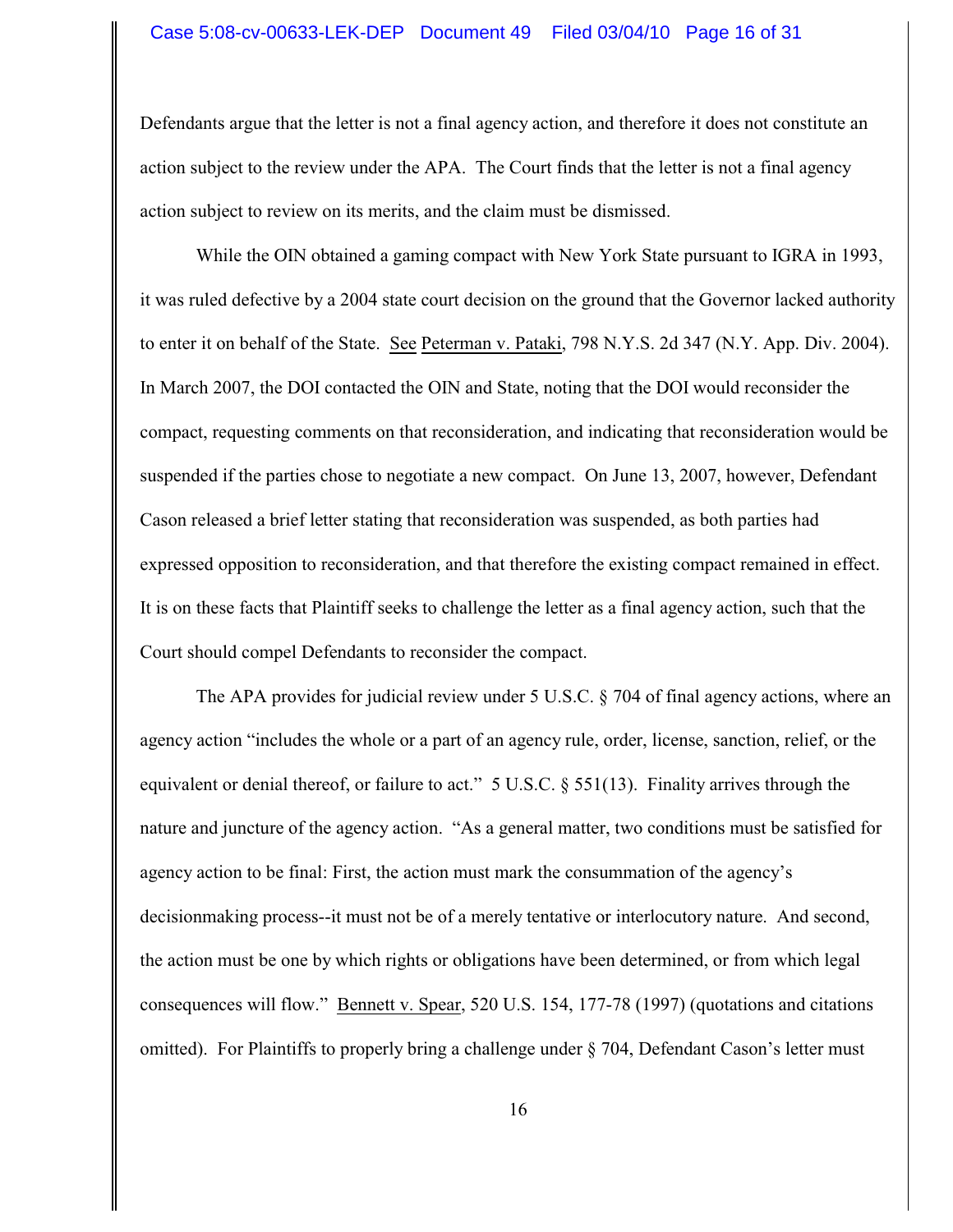Defendants argue that the letter is not a final agency action, and therefore it does not constitute an action subject to the review under the APA. The Court finds that the letter is not a final agency action subject to review on its merits, and the claim must be dismissed.

While the OIN obtained a gaming compact with New York State pursuant to IGRA in 1993, it was ruled defective by a 2004 state court decision on the ground that the Governor lacked authority to enter it on behalf of the State. See Peterman v. Pataki, 798 N.Y.S. 2d 347 (N.Y. App. Div. 2004). In March 2007, the DOI contacted the OIN and State, noting that the DOI would reconsider the compact, requesting comments on that reconsideration, and indicating that reconsideration would be suspended if the parties chose to negotiate a new compact. On June 13, 2007, however, Defendant Cason released a brief letter stating that reconsideration was suspended, as both parties had expressed opposition to reconsideration, and that therefore the existing compact remained in effect. It is on these facts that Plaintiff seeks to challenge the letter as a final agency action, such that the Court should compel Defendants to reconsider the compact.

The APA provides for judicial review under 5 U.S.C. § 704 of final agency actions, where an agency action "includes the whole or a part of an agency rule, order, license, sanction, relief, or the equivalent or denial thereof, or failure to act." 5 U.S.C. § 551(13). Finality arrives through the nature and juncture of the agency action. "As a general matter, two conditions must be satisfied for agency action to be final: First, the action must mark the consummation of the agency's decisionmaking process--it must not be of a merely tentative or interlocutory nature. And second, the action must be one by which rights or obligations have been determined, or from which legal consequences will flow." Bennett v. Spear, 520 U.S. 154, 177-78 (1997) (quotations and citations omitted). For Plaintiffs to properly bring a challenge under § 704, Defendant Cason's letter must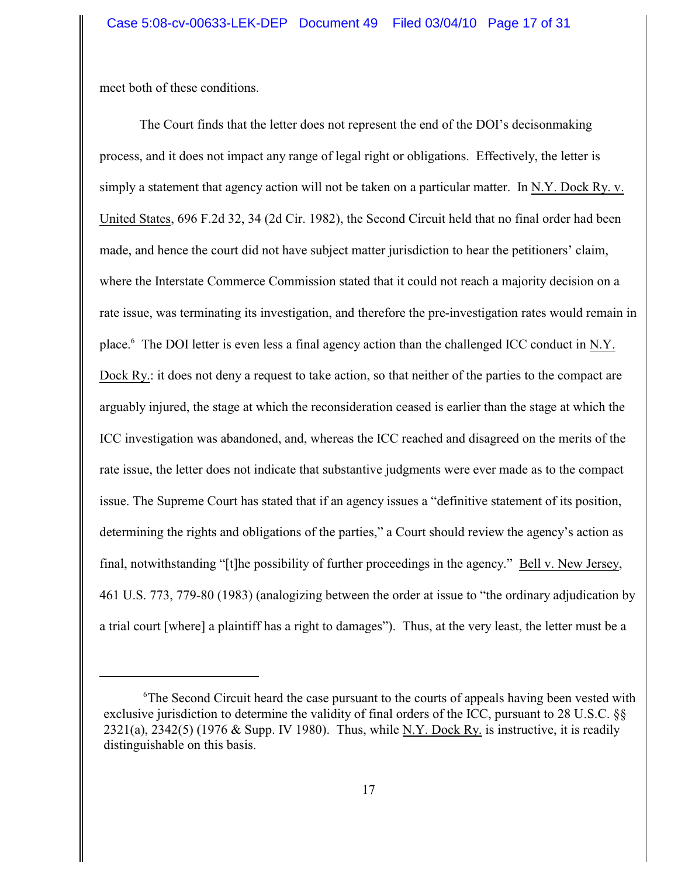meet both of these conditions.

The Court finds that the letter does not represent the end of the DOI's decisonmaking process, and it does not impact any range of legal right or obligations. Effectively, the letter is simply a statement that agency action will not be taken on a particular matter. In N.Y. Dock Ry. v. United States, 696 F.2d 32, 34 (2d Cir. 1982), the Second Circuit held that no final order had been made, and hence the court did not have subject matter jurisdiction to hear the petitioners' claim, where the Interstate Commerce Commission stated that it could not reach a majority decision on a rate issue, was terminating its investigation, and therefore the pre-investigation rates would remain in place.[6] The DOI letter is even less a final agency action than the challenged ICC conduct in N.Y. Dock Ry.: it does not deny a request to take action, so that neither of the parties to the compact are arguably injured, the stage at which the reconsideration ceased is earlier than the stage at which the ICC investigation was abandoned, and, whereas the ICC reached and disagreed on the merits of the rate issue, the letter does not indicate that substantive judgments were ever made as to the compact issue. The Supreme Court has stated that if an agency issues a "definitive statement of its position, determining the rights and obligations of the parties," a Court should review the agency's action as final, notwithstanding "[t]he possibility of further proceedings in the agency." Bell v. New Jersey, 461 U.S. 773, 779-80 (1983) (analogizing between the order at issue to "the ordinary adjudication by a trial court [where] a plaintiff has a right to damages"). Thus, at the very least, the letter must be a

---

[6] The Second Circuit heard the case pursuant to the courts of appeals having been vested with exclusive jurisdiction to determine the validity of final orders of the ICC, pursuant to 28 U.S.C. §§ 2321(a), 2342(5) (1976 & Supp. IV 1980). Thus, while N.Y. Dock Ry. is instructive, it is readily distinguishable on this basis.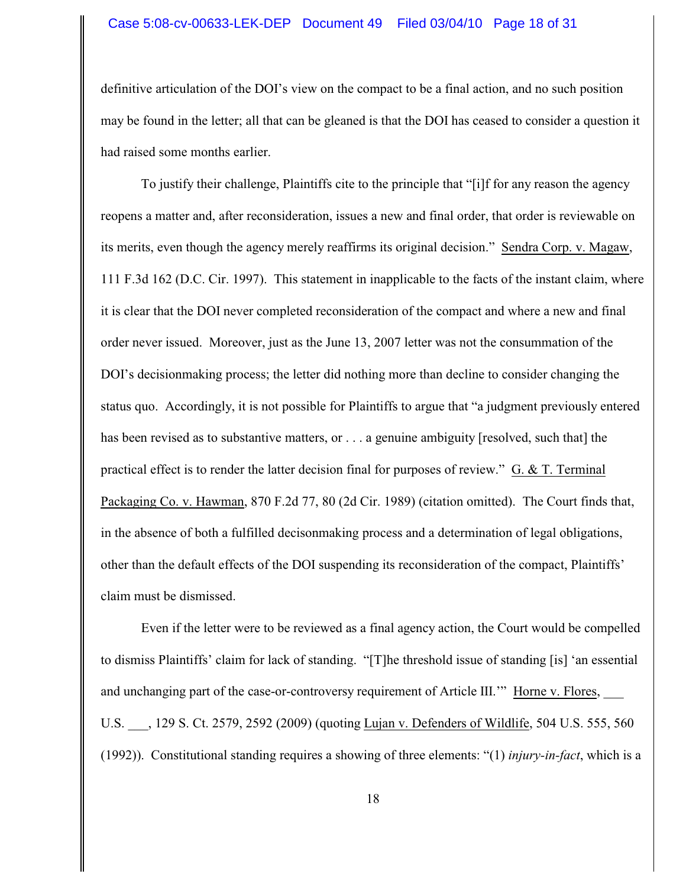definitive articulation of the DOI's view on the compact to be a final action, and no such position may be found in the letter; all that can be gleaned is that the DOI has ceased to consider a question it had raised some months earlier.

To justify their challenge, Plaintiffs cite to the principle that "[i]f for any reason the agency reopens a matter and, after reconsideration, issues a new and final order, that order is reviewable on its merits, even though the agency merely reaffirms its original decision." Sendra Corp. v. Magaw, 111 F.3d 162 (D.C. Cir. 1997). This statement in inapplicable to the facts of the instant claim, where it is clear that the DOI never completed reconsideration of the compact and where a new and final order never issued. Moreover, just as the June 13, 2007 letter was not the consummation of the DOI's decisionmaking process; the letter did nothing more than decline to consider changing the status quo. Accordingly, it is not possible for Plaintiffs to argue that "a judgment previously entered has been revised as to substantive matters, or . . . a genuine ambiguity [resolved, such that] the practical effect is to render the latter decision final for purposes of review." G. & T. Terminal Packaging Co. v. Hawman, 870 F.2d 77, 80 (2d Cir. 1989) (citation omitted). The Court finds that, in the absence of both a fulfilled decisonmaking process and a determination of legal obligations, other than the default effects of the DOI suspending its reconsideration of the compact, Plaintiffs' claim must be dismissed.

Even if the letter were to be reviewed as a final agency action, the Court would be compelled to dismiss Plaintiffs' claim for lack of standing. "[T]he threshold issue of standing [is] 'an essential and unchanging part of the case-or-controversy requirement of Article III.'" Horne v. Flores, ___ U.S. ___, 129 S. Ct. 2579, 2592 (2009) (quoting Lujan v. Defenders of Wildlife, 504 U.S. 555, 560 (1992)). Constitutional standing requires a showing of three elements: "(1) *injury-in-fact*, which is a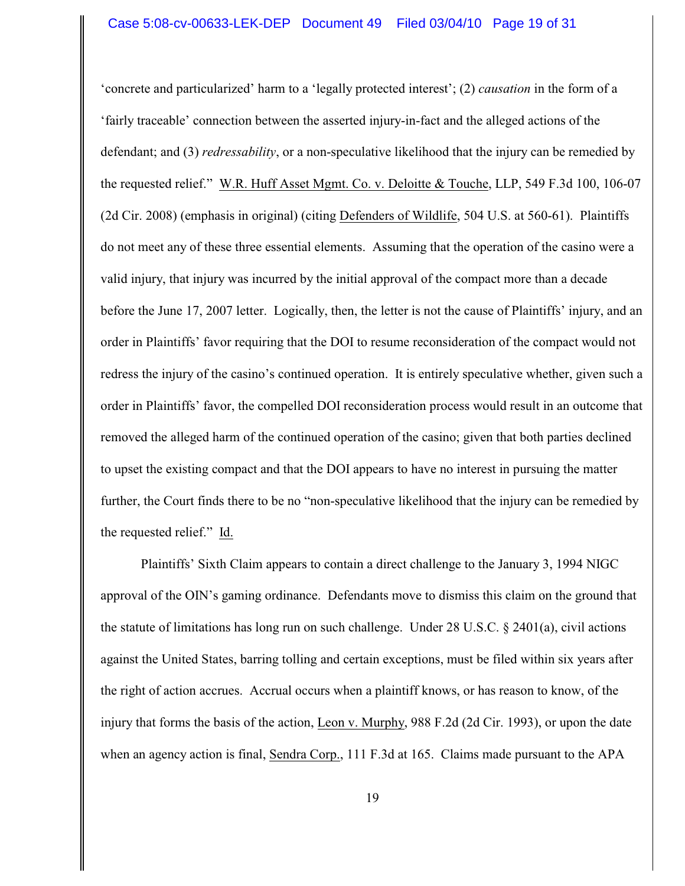'concrete and particularized' harm to a 'legally protected interest'; (2) *causation* in the form of a 'fairly traceable' connection between the asserted injury-in-fact and the alleged actions of the defendant; and (3) *redressability*, or a non-speculative likelihood that the injury can be remedied by the requested relief." W.R. Huff Asset Mgmt. Co. v. Deloitte & Touche, LLP, 549 F.3d 100, 106-07 (2d Cir. 2008) (emphasis in original) (citing Defenders of Wildlife, 504 U.S. at 560-61). Plaintiffs do not meet any of these three essential elements. Assuming that the operation of the casino were a valid injury, that injury was incurred by the initial approval of the compact more than a decade before the June 17, 2007 letter. Logically, then, the letter is not the cause of Plaintiffs' injury, and an order in Plaintiffs' favor requiring that the DOI to resume reconsideration of the compact would not redress the injury of the casino's continued operation. It is entirely speculative whether, given such a order in Plaintiffs' favor, the compelled DOI reconsideration process would result in an outcome that removed the alleged harm of the continued operation of the casino; given that both parties declined to upset the existing compact and that the DOI appears to have no interest in pursuing the matter further, the Court finds there to be no "non-speculative likelihood that the injury can be remedied by the requested relief." Id.

Plaintiffs' Sixth Claim appears to contain a direct challenge to the January 3, 1994 NIGC approval of the OIN's gaming ordinance. Defendants move to dismiss this claim on the ground that the statute of limitations has long run on such challenge. Under 28 U.S.C. § 2401(a), civil actions against the United States, barring tolling and certain exceptions, must be filed within six years after the right of action accrues. Accrual occurs when a plaintiff knows, or has reason to know, of the injury that forms the basis of the action, Leon v. Murphy, 988 F.2d (2d Cir. 1993), or upon the date when an agency action is final, Sendra Corp., 111 F.3d at 165. Claims made pursuant to the APA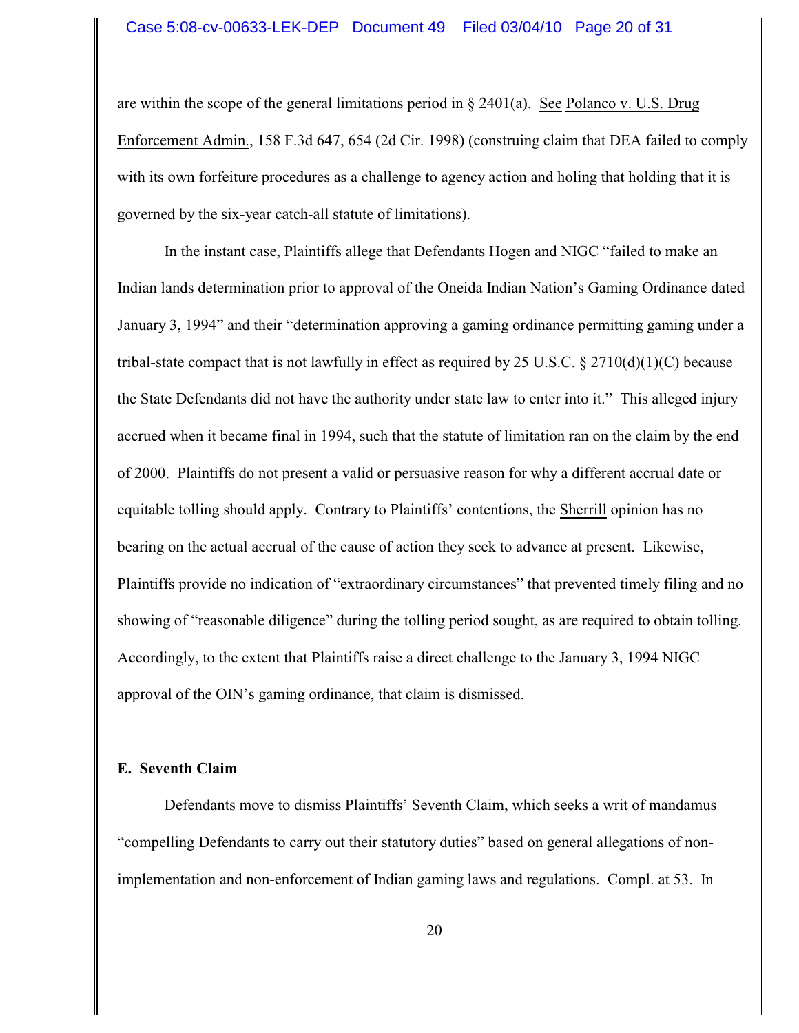are within the scope of the general limitations period in § 2401(a). See Polanco v. U.S. Drug Enforcement Admin., 158 F.3d 647, 654 (2d Cir. 1998) (construing claim that DEA failed to comply with its own forfeiture procedures as a challenge to agency action and holing that holding that it is governed by the six-year catch-all statute of limitations).

In the instant case, Plaintiffs allege that Defendants Hogen and NIGC "failed to make an Indian lands determination prior to approval of the Oneida Indian Nation's Gaming Ordinance dated January 3, 1994" and their "determination approving a gaming ordinance permitting gaming under a tribal-state compact that is not lawfully in effect as required by 25 U.S.C. § 2710(d)(1)(C) because the State Defendants did not have the authority under state law to enter into it." This alleged injury accrued when it became final in 1994, such that the statute of limitation ran on the claim by the end of 2000. Plaintiffs do not present a valid or persuasive reason for why a different accrual date or equitable tolling should apply. Contrary to Plaintiffs' contentions, the Sherrill opinion has no bearing on the actual accrual of the cause of action they seek to advance at present. Likewise, Plaintiffs provide no indication of "extraordinary circumstances" that prevented timely filing and no showing of "reasonable diligence" during the tolling period sought, as are required to obtain tolling. Accordingly, to the extent that Plaintiffs raise a direct challenge to the January 3, 1994 NIGC approval of the OIN's gaming ordinance, that claim is dismissed.

### E. Seventh Claim

Defendants move to dismiss Plaintiffs' Seventh Claim, which seeks a writ of mandamus "compelling Defendants to carry out their statutory duties" based on general allegations of non-implementation and non-enforcement of Indian gaming laws and regulations. Compl. at 53. In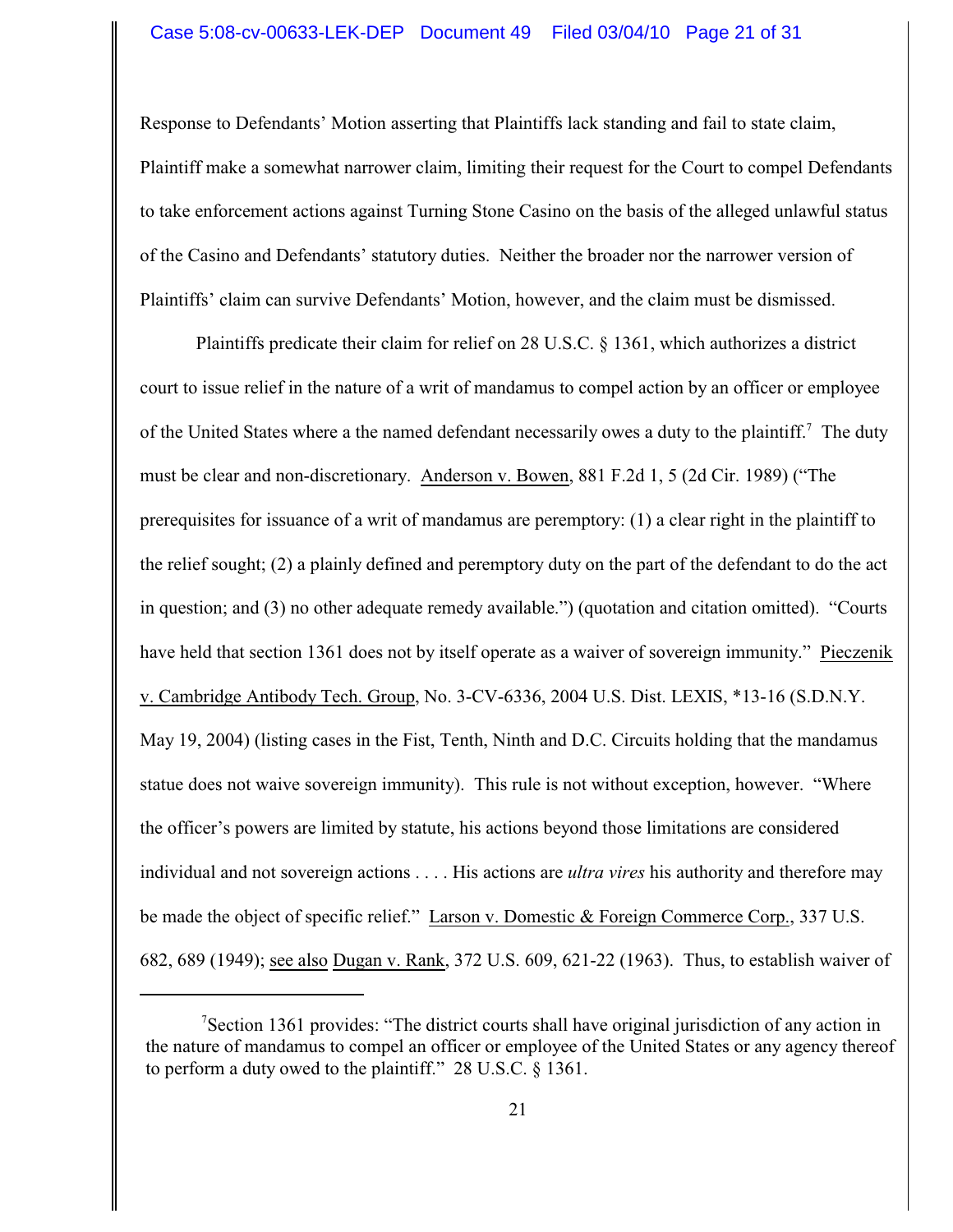Response to Defendants' Motion asserting that Plaintiffs lack standing and fail to state claim, Plaintiff make a somewhat narrower claim, limiting their request for the Court to compel Defendants to take enforcement actions against Turning Stone Casino on the basis of the alleged unlawful status of the Casino and Defendants' statutory duties. Neither the broader nor the narrower version of Plaintiffs' claim can survive Defendants' Motion, however, and the claim must be dismissed.

Plaintiffs predicate their claim for relief on 28 U.S.C. § 1361, which authorizes a district court to issue relief in the nature of a writ of mandamus to compel action by an officer or employee of the United States where a the named defendant necessarily owes a duty to the plaintiff.[7] The duty must be clear and non-discretionary. Anderson v. Bowen, 881 F.2d 1, 5 (2d Cir. 1989) ("The prerequisites for issuance of a writ of mandamus are peremptory: (1) a clear right in the plaintiff to the relief sought; (2) a plainly defined and peremptory duty on the part of the defendant to do the act in question; and (3) no other adequate remedy available.") (quotation and citation omitted). "Courts have held that section 1361 does not by itself operate as a waiver of sovereign immunity." Pieczenik v. Cambridge Antibody Tech. Group, No. 3-CV-6336, 2004 U.S. Dist. LEXIS, *13-16 (S.D.N.Y. May 19, 2004) (listing cases in the Fist, Tenth, Ninth and D.C. Circuits holding that the mandamus statue does not waive sovereign immunity). This rule is not without exception, however. "Where the officer's powers are limited by statute, his actions beyond those limitations are considered individual and not sovereign actions . . . . His actions are *ultra vires* his authority and therefore may be made the object of specific relief." Larson v. Domestic & Foreign Commerce Corp., 337 U.S. 682, 689 (1949); see also Dugan v. Rank, 372 U.S. 609, 621-22 (1963). Thus, to establish waiver of

---

[7] Section 1361 provides: "The district courts shall have original jurisdiction of any action in the nature of mandamus to compel an officer or employee of the United States or any agency thereof to perform a duty owed to the plaintiff." 28 U.S.C. § 1361.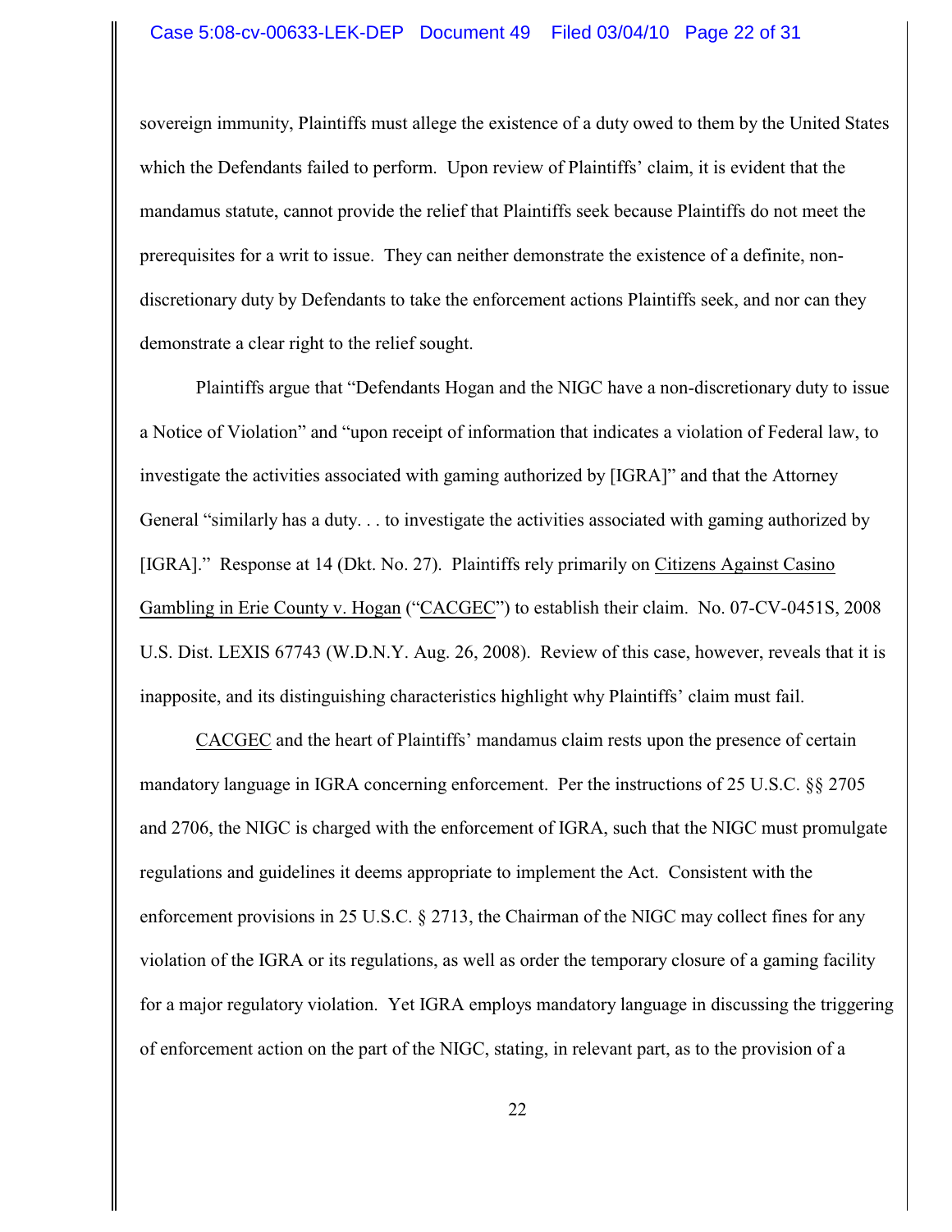sovereign immunity, Plaintiffs must allege the existence of a duty owed to them by the United States which the Defendants failed to perform. Upon review of Plaintiffs' claim, it is evident that the mandamus statute, cannot provide the relief that Plaintiffs seek because Plaintiffs do not meet the prerequisites for a writ to issue. They can neither demonstrate the existence of a definite, non-discretionary duty by Defendants to take the enforcement actions Plaintiffs seek, and nor can they demonstrate a clear right to the relief sought.

Plaintiffs argue that "Defendants Hogan and the NIGC have a non-discretionary duty to issue a Notice of Violation" and "upon receipt of information that indicates a violation of Federal law, to investigate the activities associated with gaming authorized by [IGRA]" and that the Attorney General "similarly has a duty. . . to investigate the activities associated with gaming authorized by [IGRA]." Response at 14 (Dkt. No. 27). Plaintiffs rely primarily on Citizens Against Casino Gambling in Erie County v. Hogan ("CACGEC") to establish their claim. No. 07-CV-0451S, 2008 U.S. Dist. LEXIS 67743 (W.D.N.Y. Aug. 26, 2008). Review of this case, however, reveals that it is inapposite, and its distinguishing characteristics highlight why Plaintiffs' claim must fail.

CACGEC and the heart of Plaintiffs' mandamus claim rests upon the presence of certain mandatory language in IGRA concerning enforcement. Per the instructions of 25 U.S.C. §§ 2705 and 2706, the NIGC is charged with the enforcement of IGRA, such that the NIGC must promulgate regulations and guidelines it deems appropriate to implement the Act. Consistent with the enforcement provisions in 25 U.S.C. § 2713, the Chairman of the NIGC may collect fines for any violation of the IGRA or its regulations, as well as order the temporary closure of a gaming facility for a major regulatory violation. Yet IGRA employs mandatory language in discussing the triggering of enforcement action on the part of the NIGC, stating, in relevant part, as to the provision of a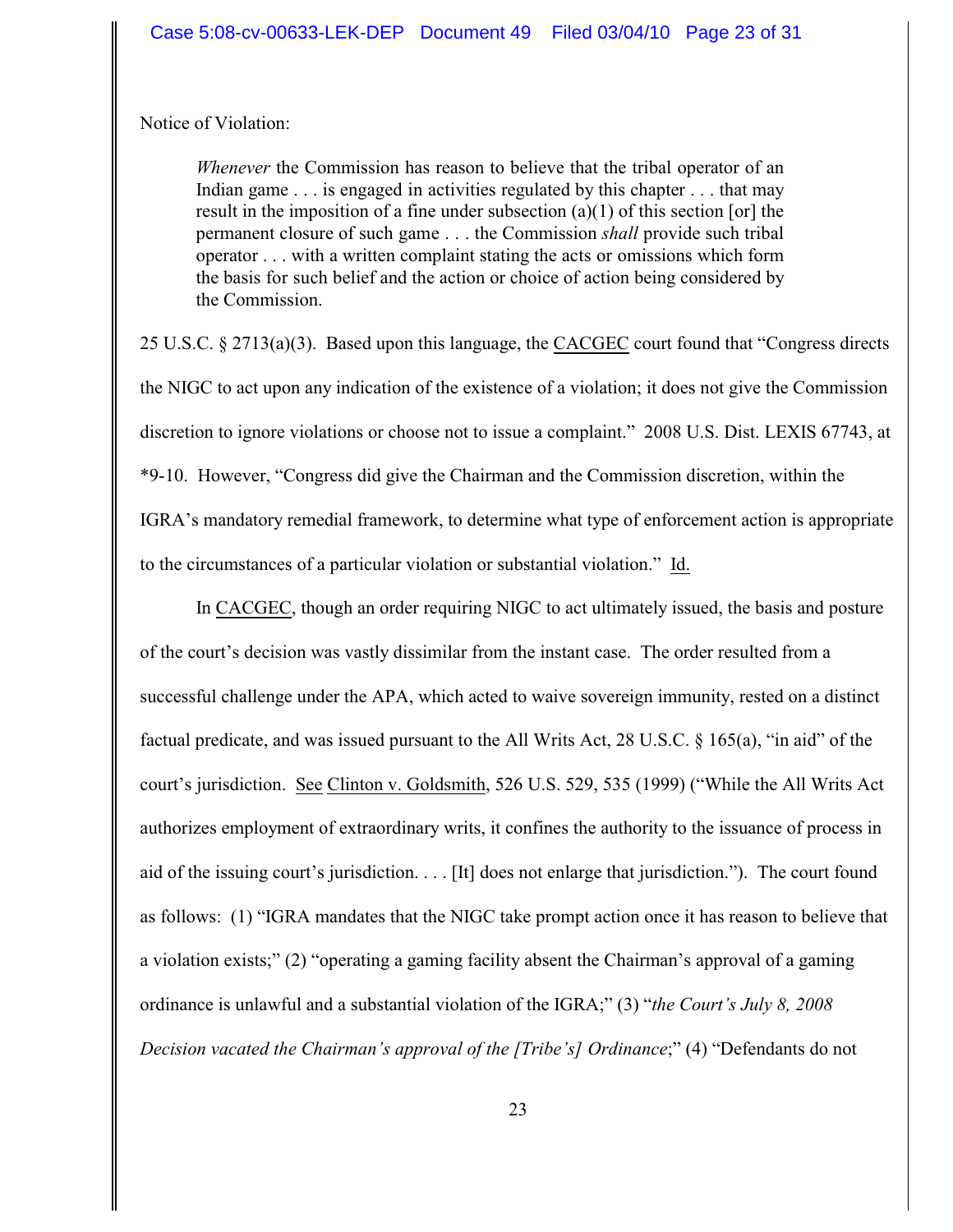Notice of Violation:

> *Whenever* the Commission has reason to believe that the tribal operator of an Indian game . . . is engaged in activities regulated by this chapter . . . that may result in the imposition of a fine under subsection (a)(1) of this section [or] the permanent closure of such game . . . the Commission *shall* provide such tribal operator . . . with a written complaint stating the acts or omissions which form the basis for such belief and the action or choice of action being considered by the Commission.

25 U.S.C. § 2713(a)(3). Based upon this language, the CACGEC court found that "Congress directs the NIGC to act upon any indication of the existence of a violation; it does not give the Commission discretion to ignore violations or choose not to issue a complaint." 2008 U.S. Dist. LEXIS 67743, at *9-10. However, "Congress did give the Chairman and the Commission discretion, within the IGRA's mandatory remedial framework, to determine what type of enforcement action is appropriate to the circumstances of a particular violation or substantial violation." Id.

In CACGEC, though an order requiring NIGC to act ultimately issued, the basis and posture of the court's decision was vastly dissimilar from the instant case. The order resulted from a successful challenge under the APA, which acted to waive sovereign immunity, rested on a distinct factual predicate, and was issued pursuant to the All Writs Act, 28 U.S.C. § 165(a), "in aid" of the court's jurisdiction. See Clinton v. Goldsmith, 526 U.S. 529, 535 (1999) ("While the All Writs Act authorizes employment of extraordinary writs, it confines the authority to the issuance of process in aid of the issuing court's jurisdiction. . . . [It] does not enlarge that jurisdiction."). The court found as follows: (1) "IGRA mandates that the NIGC take prompt action once it has reason to believe that a violation exists;" (2) "operating a gaming facility absent the Chairman's approval of a gaming ordinance is unlawful and a substantial violation of the IGRA;" (3) "*the Court's July 8, 2008 Decision vacated the Chairman's approval of the [Tribe's] Ordinance*;" (4) "Defendants do not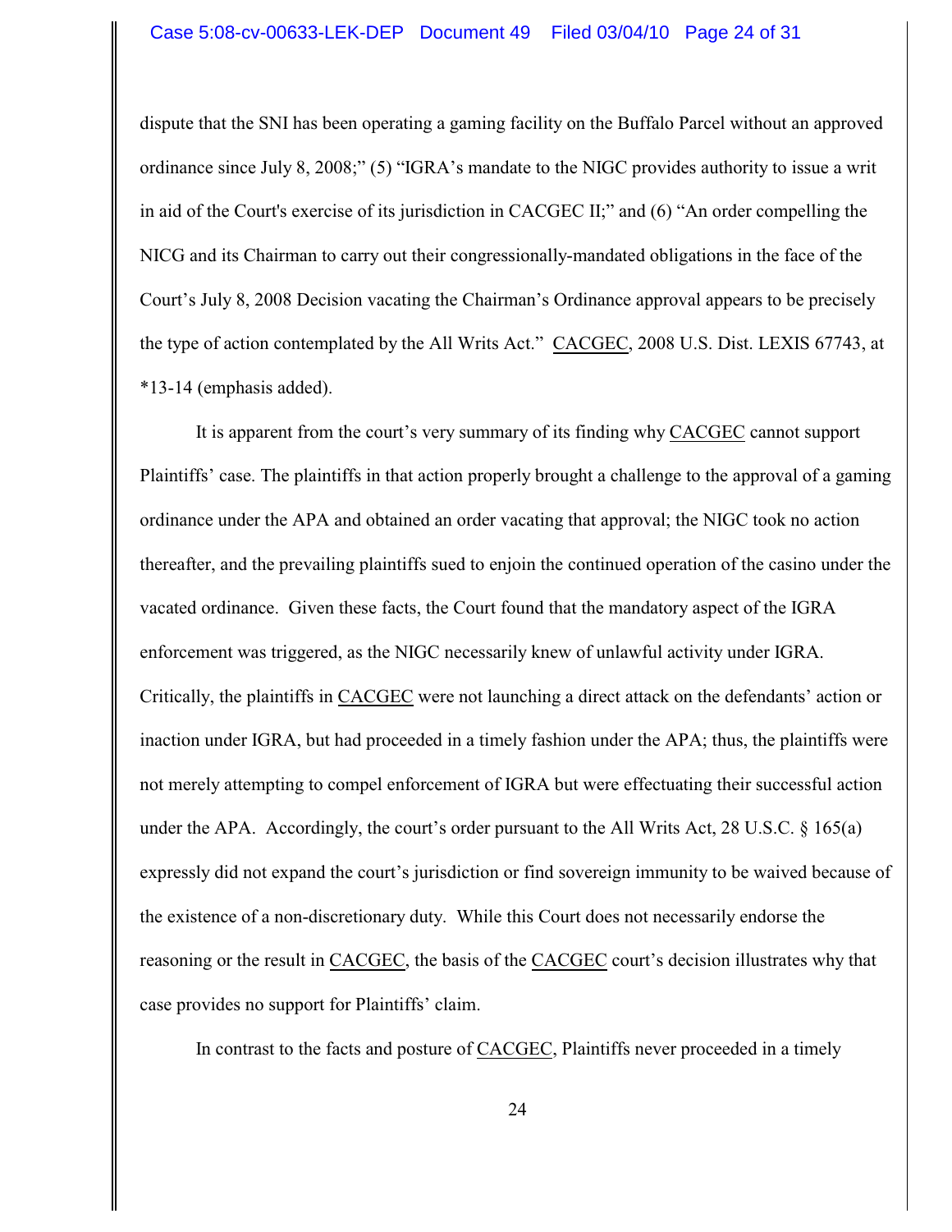dispute that the SNI has been operating a gaming facility on the Buffalo Parcel without an approved ordinance since July 8, 2008;" (5) "IGRA's mandate to the NIGC provides authority to issue a writ in aid of the Court's exercise of its jurisdiction in CACGEC II;" and (6) "An order compelling the NICG and its Chairman to carry out their congressionally-mandated obligations in the face of the Court's July 8, 2008 Decision vacating the Chairman's Ordinance approval appears to be precisely the type of action contemplated by the All Writs Act." CACGEC, 2008 U.S. Dist. LEXIS 67743, at *13-14 (emphasis added).

It is apparent from the court's very summary of its finding why CACGEC cannot support Plaintiffs' case. The plaintiffs in that action properly brought a challenge to the approval of a gaming ordinance under the APA and obtained an order vacating that approval; the NIGC took no action thereafter, and the prevailing plaintiffs sued to enjoin the continued operation of the casino under the vacated ordinance. Given these facts, the Court found that the mandatory aspect of the IGRA enforcement was triggered, as the NIGC necessarily knew of unlawful activity under IGRA. Critically, the plaintiffs in CACGEC were not launching a direct attack on the defendants' action or inaction under IGRA, but had proceeded in a timely fashion under the APA; thus, the plaintiffs were not merely attempting to compel enforcement of IGRA but were effectuating their successful action under the APA. Accordingly, the court's order pursuant to the All Writs Act, 28 U.S.C. § 165(a) expressly did not expand the court's jurisdiction or find sovereign immunity to be waived because of the existence of a non-discretionary duty. While this Court does not necessarily endorse the reasoning or the result in CACGEC, the basis of the CACGEC court's decision illustrates why that case provides no support for Plaintiffs' claim.

In contrast to the facts and posture of CACGEC, Plaintiffs never proceeded in a timely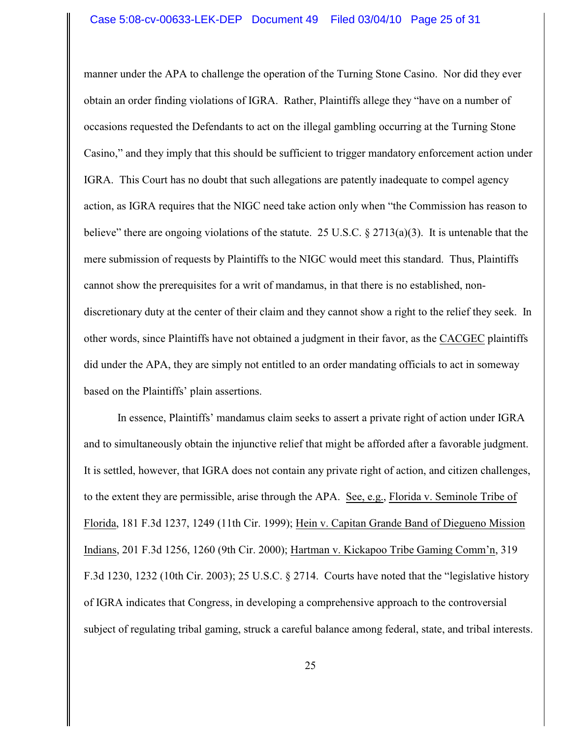manner under the APA to challenge the operation of the Turning Stone Casino. Nor did they ever obtain an order finding violations of IGRA. Rather, Plaintiffs allege they "have on a number of occasions requested the Defendants to act on the illegal gambling occurring at the Turning Stone Casino," and they imply that this should be sufficient to trigger mandatory enforcement action under IGRA. This Court has no doubt that such allegations are patently inadequate to compel agency action, as IGRA requires that the NIGC need take action only when "the Commission has reason to believe" there are ongoing violations of the statute. 25 U.S.C. § 2713(a)(3). It is untenable that the mere submission of requests by Plaintiffs to the NIGC would meet this standard. Thus, Plaintiffs cannot show the prerequisites for a writ of mandamus, in that there is no established, non-discretionary duty at the center of their claim and they cannot show a right to the relief they seek. In other words, since Plaintiffs have not obtained a judgment in their favor, as the CACGEC plaintiffs did under the APA, they are simply not entitled to an order mandating officials to act in someway based on the Plaintiffs' plain assertions.

In essence, Plaintiffs' mandamus claim seeks to assert a private right of action under IGRA and to simultaneously obtain the injunctive relief that might be afforded after a favorable judgment. It is settled, however, that IGRA does not contain any private right of action, and citizen challenges, to the extent they are permissible, arise through the APA. See, e.g., Florida v. Seminole Tribe of Florida, 181 F.3d 1237, 1249 (11th Cir. 1999); Hein v. Capitan Grande Band of Diegueno Mission Indians, 201 F.3d 1256, 1260 (9th Cir. 2000); Hartman v. Kickapoo Tribe Gaming Comm'n, 319 F.3d 1230, 1232 (10th Cir. 2003); 25 U.S.C. § 2714. Courts have noted that the "legislative history of IGRA indicates that Congress, in developing a comprehensive approach to the controversial subject of regulating tribal gaming, struck a careful balance among federal, state, and tribal interests.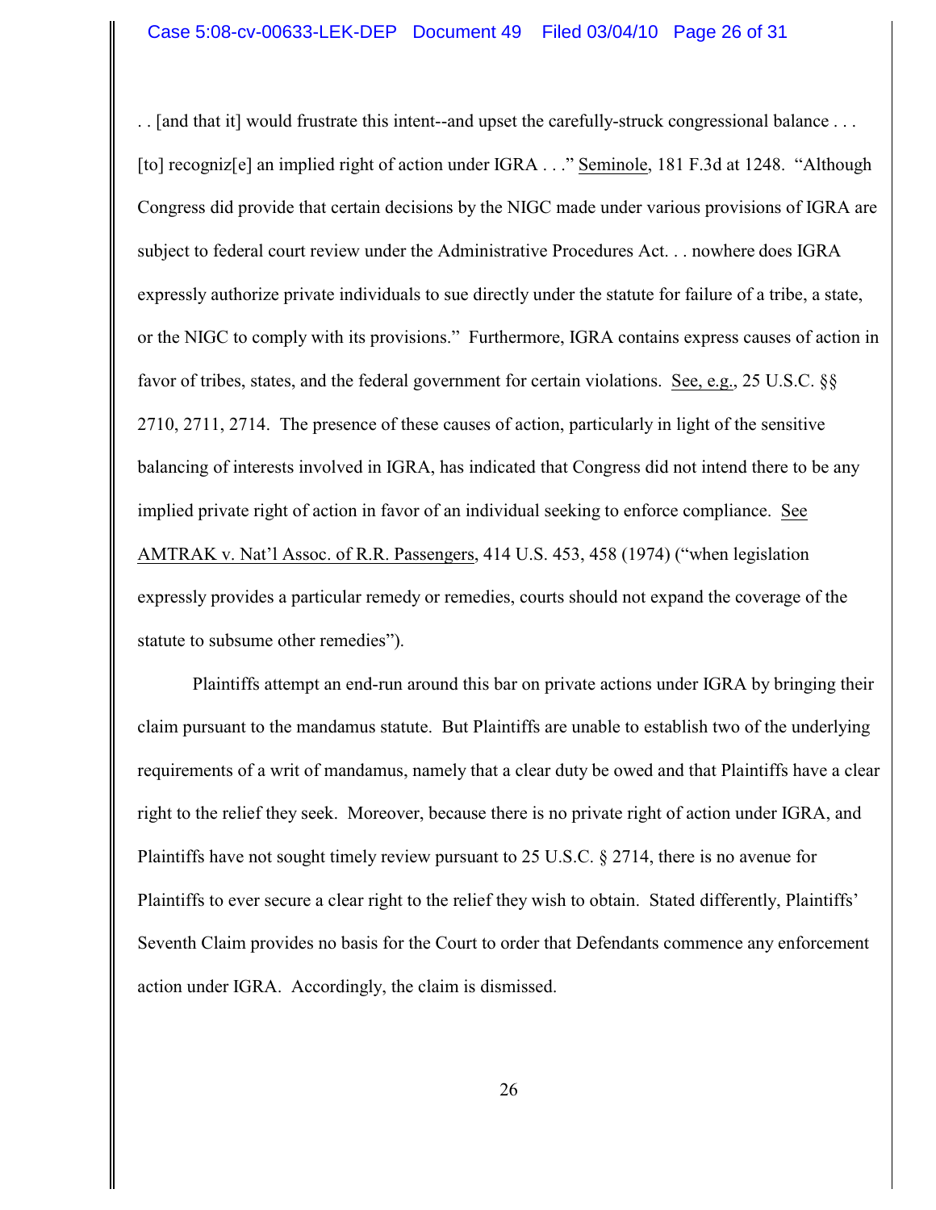. . [and that it] would frustrate this intent--and upset the carefully-struck congressional balance . . . [to] recogniz[e] an implied right of action under IGRA . . ." Seminole, 181 F.3d at 1248. "Although Congress did provide that certain decisions by the NIGC made under various provisions of IGRA are subject to federal court review under the Administrative Procedures Act. . . nowhere does IGRA expressly authorize private individuals to sue directly under the statute for failure of a tribe, a state, or the NIGC to comply with its provisions." Furthermore, IGRA contains express causes of action in favor of tribes, states, and the federal government for certain violations. See, e.g., 25 U.S.C. §§ 2710, 2711, 2714. The presence of these causes of action, particularly in light of the sensitive balancing of interests involved in IGRA, has indicated that Congress did not intend there to be any implied private right of action in favor of an individual seeking to enforce compliance. See AMTRAK v. Nat'l Assoc. of R.R. Passengers, 414 U.S. 453, 458 (1974) ("when legislation expressly provides a particular remedy or remedies, courts should not expand the coverage of the statute to subsume other remedies").

Plaintiffs attempt an end-run around this bar on private actions under IGRA by bringing their claim pursuant to the mandamus statute. But Plaintiffs are unable to establish two of the underlying requirements of a writ of mandamus, namely that a clear duty be owed and that Plaintiffs have a clear right to the relief they seek. Moreover, because there is no private right of action under IGRA, and Plaintiffs have not sought timely review pursuant to 25 U.S.C. § 2714, there is no avenue for Plaintiffs to ever secure a clear right to the relief they wish to obtain. Stated differently, Plaintiffs' Seventh Claim provides no basis for the Court to order that Defendants commence any enforcement action under IGRA. Accordingly, the claim is dismissed.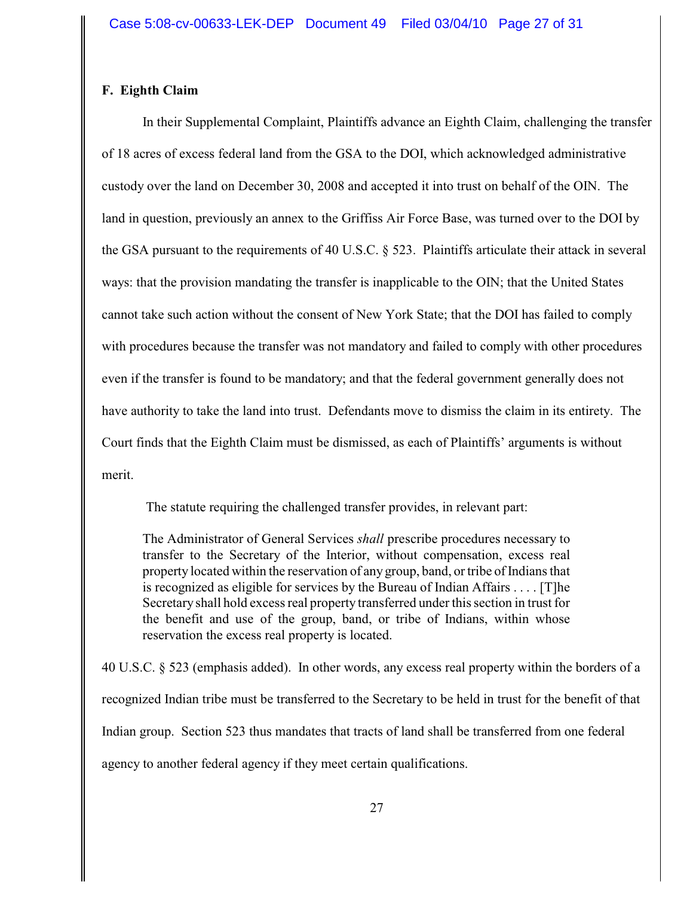### F. Eighth Claim

In their Supplemental Complaint, Plaintiffs advance an Eighth Claim, challenging the transfer of 18 acres of excess federal land from the GSA to the DOI, which acknowledged administrative custody over the land on December 30, 2008 and accepted it into trust on behalf of the OIN. The land in question, previously an annex to the Griffiss Air Force Base, was turned over to the DOI by the GSA pursuant to the requirements of 40 U.S.C. § 523. Plaintiffs articulate their attack in several ways: that the provision mandating the transfer is inapplicable to the OIN; that the United States cannot take such action without the consent of New York State; that the DOI has failed to comply with procedures because the transfer was not mandatory and failed to comply with other procedures even if the transfer is found to be mandatory; and that the federal government generally does not have authority to take the land into trust. Defendants move to dismiss the claim in its entirety. The Court finds that the Eighth Claim must be dismissed, as each of Plaintiffs' arguments is without merit.

The statute requiring the challenged transfer provides, in relevant part:

> The Administrator of General Services *shall* prescribe procedures necessary to transfer to the Secretary of the Interior, without compensation, excess real property located within the reservation of any group, band, or tribe of Indians that is recognized as eligible for services by the Bureau of Indian Affairs . . . . [T]he Secretary shall hold excess real property transferred under this section in trust for the benefit and use of the group, band, or tribe of Indians, within whose reservation the excess real property is located.

40 U.S.C. § 523 (emphasis added). In other words, any excess real property within the borders of a recognized Indian tribe must be transferred to the Secretary to be held in trust for the benefit of that Indian group. Section 523 thus mandates that tracts of land shall be transferred from one federal agency to another federal agency if they meet certain qualifications.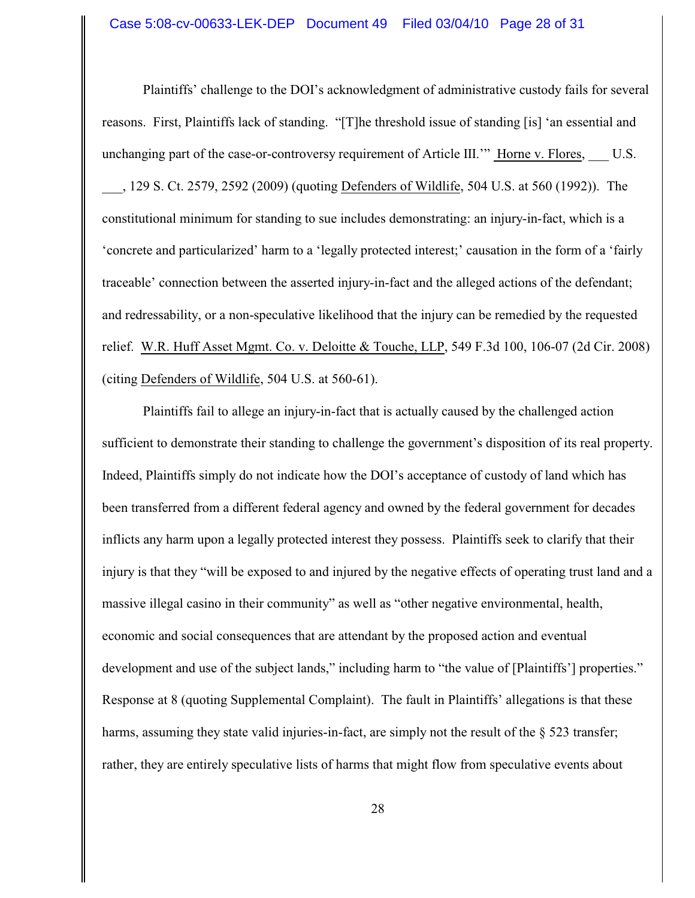Plaintiffs' challenge to the DOI's acknowledgment of administrative custody fails for several reasons. First, Plaintiffs lack of standing. "[T]he threshold issue of standing [is] 'an essential and unchanging part of the case-or-controversy requirement of Article III.'" Horne v. Flores, ___ U.S. ___, 129 S. Ct. 2579, 2592 (2009) (quoting Defenders of Wildlife, 504 U.S. at 560 (1992)). The constitutional minimum for standing to sue includes demonstrating: an injury-in-fact, which is a 'concrete and particularized' harm to a 'legally protected interest;' causation in the form of a 'fairly traceable' connection between the asserted injury-in-fact and the alleged actions of the defendant; and redressability, or a non-speculative likelihood that the injury can be remedied by the requested relief. W.R. Huff Asset Mgmt. Co. v. Deloitte & Touche, LLP, 549 F.3d 100, 106-07 (2d Cir. 2008) (citing Defenders of Wildlife, 504 U.S. at 560-61).

Plaintiffs fail to allege an injury-in-fact that is actually caused by the challenged action sufficient to demonstrate their standing to challenge the government's disposition of its real property. Indeed, Plaintiffs simply do not indicate how the DOI's acceptance of custody of land which has been transferred from a different federal agency and owned by the federal government for decades inflicts any harm upon a legally protected interest they possess. Plaintiffs seek to clarify that their injury is that they "will be exposed to and injured by the negative effects of operating trust land and a massive illegal casino in their community" as well as "other negative environmental, health, economic and social consequences that are attendant by the proposed action and eventual development and use of the subject lands," including harm to "the value of [Plaintiffs'] properties." Response at 8 (quoting Supplemental Complaint). The fault in Plaintiffs' allegations is that these harms, assuming they state valid injuries-in-fact, are simply not the result of the § 523 transfer; rather, they are entirely speculative lists of harms that might flow from speculative events about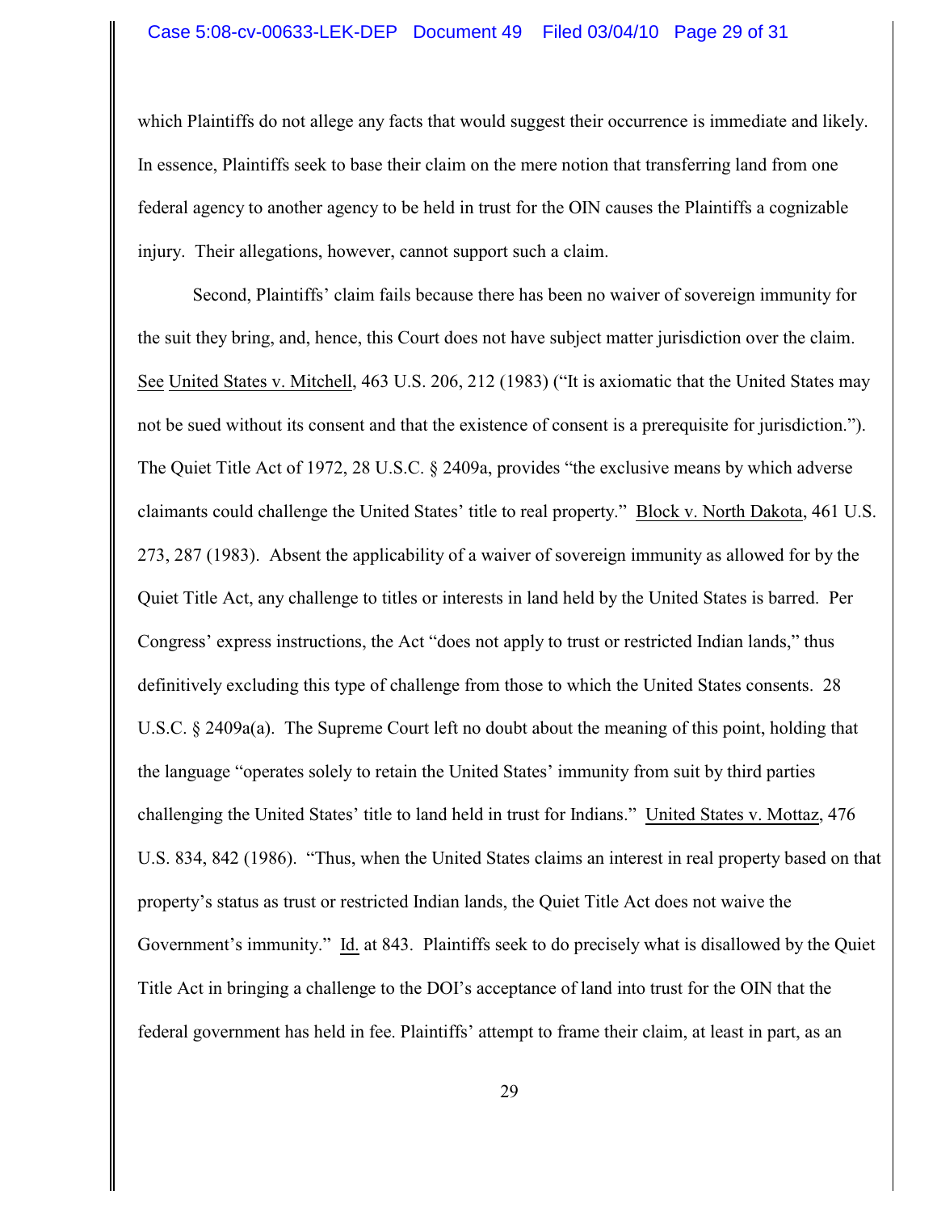which Plaintiffs do not allege any facts that would suggest their occurrence is immediate and likely. In essence, Plaintiffs seek to base their claim on the mere notion that transferring land from one federal agency to another agency to be held in trust for the OIN causes the Plaintiffs a cognizable injury. Their allegations, however, cannot support such a claim.

Second, Plaintiffs' claim fails because there has been no waiver of sovereign immunity for the suit they bring, and, hence, this Court does not have subject matter jurisdiction over the claim. See United States v. Mitchell, 463 U.S. 206, 212 (1983) ("It is axiomatic that the United States may not be sued without its consent and that the existence of consent is a prerequisite for jurisdiction."). The Quiet Title Act of 1972, 28 U.S.C. § 2409a, provides "the exclusive means by which adverse claimants could challenge the United States' title to real property." Block v. North Dakota, 461 U.S. 273, 287 (1983). Absent the applicability of a waiver of sovereign immunity as allowed for by the Quiet Title Act, any challenge to titles or interests in land held by the United States is barred. Per Congress' express instructions, the Act "does not apply to trust or restricted Indian lands," thus definitively excluding this type of challenge from those to which the United States consents. 28 U.S.C. § 2409a(a). The Supreme Court left no doubt about the meaning of this point, holding that the language "operates solely to retain the United States' immunity from suit by third parties challenging the United States' title to land held in trust for Indians." United States v. Mottaz, 476 U.S. 834, 842 (1986). "Thus, when the United States claims an interest in real property based on that property's status as trust or restricted Indian lands, the Quiet Title Act does not waive the Government's immunity." Id. at 843. Plaintiffs seek to do precisely what is disallowed by the Quiet Title Act in bringing a challenge to the DOI's acceptance of land into trust for the OIN that the federal government has held in fee. Plaintiffs' attempt to frame their claim, at least in part, as an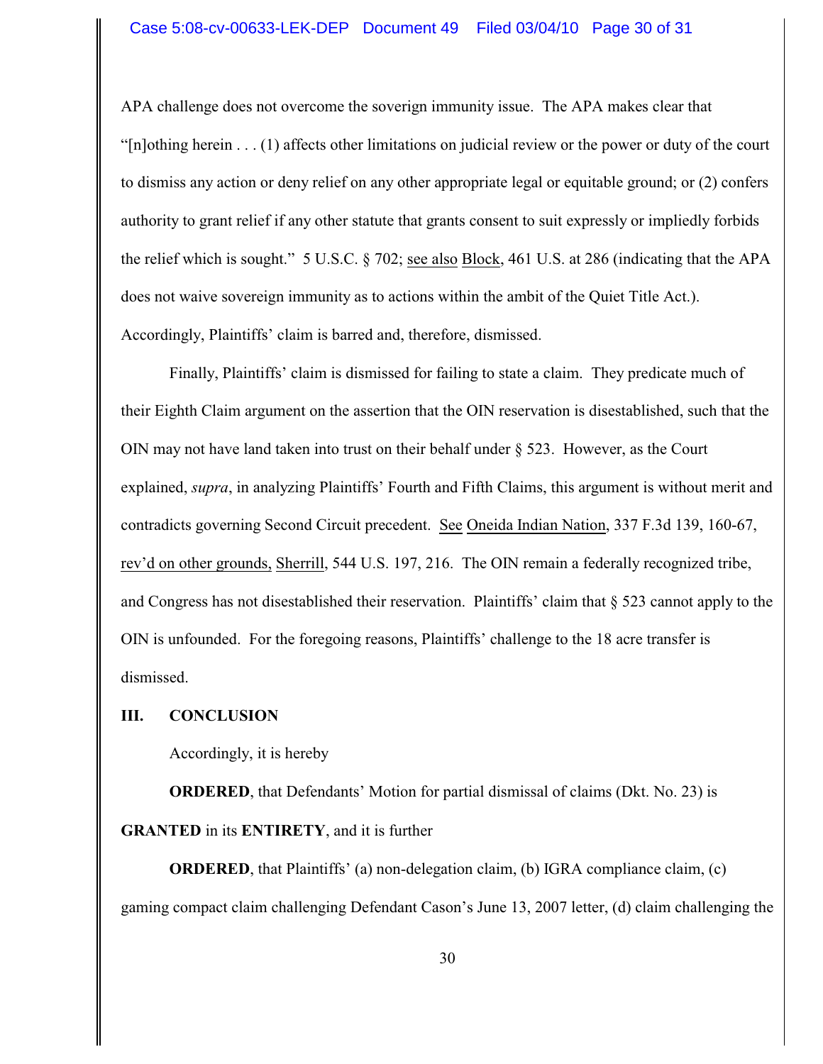APA challenge does not overcome the soverign immunity issue. The APA makes clear that "[n]othing herein . . . (1) affects other limitations on judicial review or the power or duty of the court to dismiss any action or deny relief on any other appropriate legal or equitable ground; or (2) confers authority to grant relief if any other statute that grants consent to suit expressly or impliedly forbids the relief which is sought." 5 U.S.C. § 702; see also Block, 461 U.S. at 286 (indicating that the APA does not waive sovereign immunity as to actions within the ambit of the Quiet Title Act.). Accordingly, Plaintiffs' claim is barred and, therefore, dismissed.

Finally, Plaintiffs' claim is dismissed for failing to state a claim. They predicate much of their Eighth Claim argument on the assertion that the OIN reservation is disestablished, such that the OIN may not have land taken into trust on their behalf under § 523. However, as the Court explained, *supra*, in analyzing Plaintiffs' Fourth and Fifth Claims, this argument is without merit and contradicts governing Second Circuit precedent. See Oneida Indian Nation, 337 F.3d 139, 160-67, rev'd on other grounds, Sherrill, 544 U.S. 197, 216. The OIN remain a federally recognized tribe, and Congress has not disestablished their reservation. Plaintiffs' claim that § 523 cannot apply to the OIN is unfounded. For the foregoing reasons, Plaintiffs' challenge to the 18 acre transfer is dismissed.

## III. CONCLUSION

Accordingly, it is hereby

**ORDERED**, that Defendants' Motion for partial dismissal of claims (Dkt. No. 23) is **GRANTED** in its **ENTIRETY**, and it is further

**ORDERED**, that Plaintiffs' (a) non-delegation claim, (b) IGRA compliance claim, (c) gaming compact claim challenging Defendant Cason's June 13, 2007 letter, (d) claim challenging the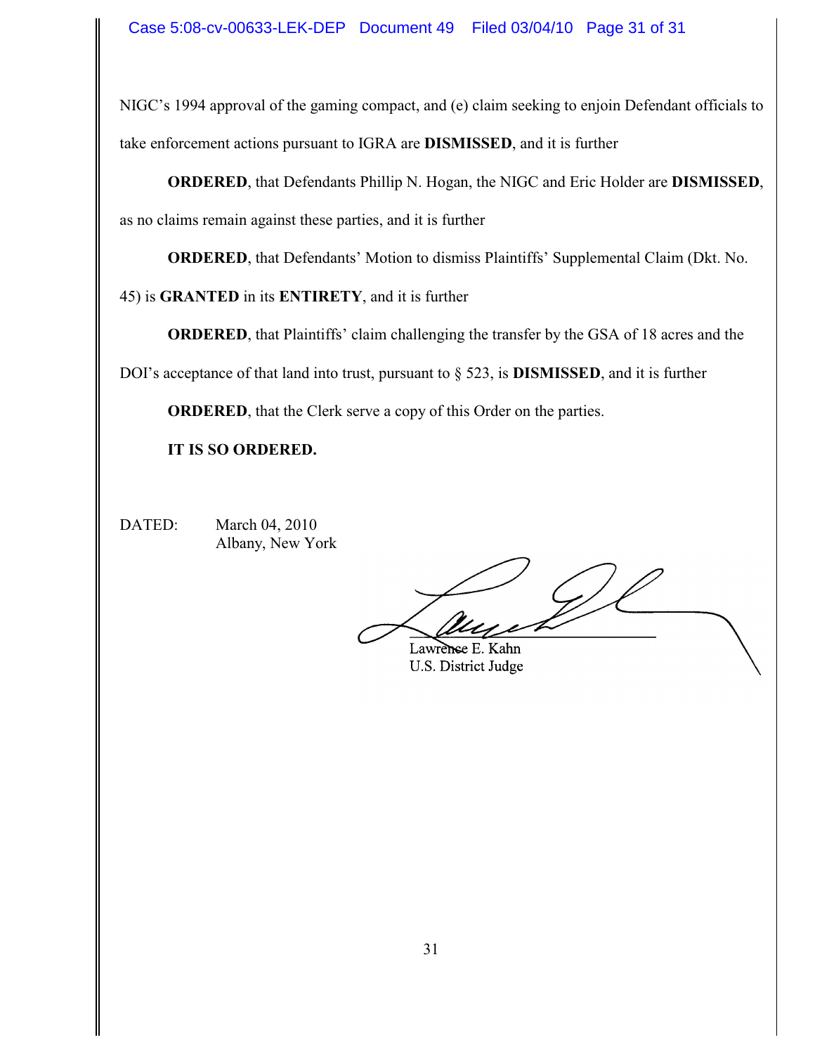NIGC's 1994 approval of the gaming compact, and (e) claim seeking to enjoin Defendant officials to take enforcement actions pursuant to IGRA are **DISMISSED**, and it is further

**ORDERED**, that Defendants Phillip N. Hogan, the NIGC and Eric Holder are **DISMISSED**, as no claims remain against these parties, and it is further

**ORDERED**, that Defendants' Motion to dismiss Plaintiffs' Supplemental Claim (Dkt. No. 45) is **GRANTED** in its **ENTIRETY**, and it is further

**ORDERED**, that Plaintiffs' claim challenging the transfer by the GSA of 18 acres and the DOI's acceptance of that land into trust, pursuant to § 523, is **DISMISSED**, and it is further

**ORDERED**, that the Clerk serve a copy of this Order on the parties.

**IT IS SO ORDERED.**

DATED: March 04, 2010
Albany, New York

Lawrence E. Kahn
U.S. District Judge